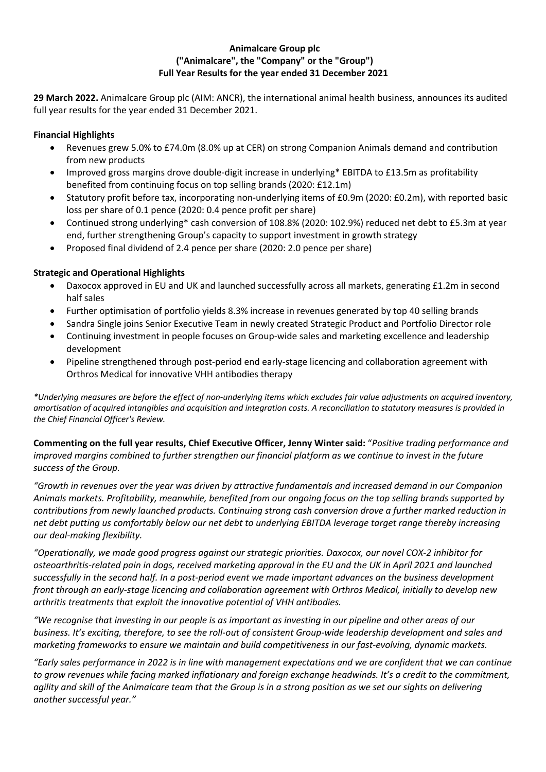**Animalcare Group plc**
**("Animalcare", the "Company" or the "Group")**
**Full Year Results for the year ended 31 December 2021**

**29 March 2022.** Animalcare Group plc (AIM: ANCR), the international animal health business, announces its audited full year results for the year ended 31 December 2021.

**Financial Highlights**

- Revenues grew 5.0% to £74.0m (8.0% up at CER) on strong Companion Animals demand and contribution from new products
- Improved gross margins drove double-digit increase in underlying* EBITDA to £13.5m as profitability benefited from continuing focus on top selling brands (2020: £12.1m)
- Statutory profit before tax, incorporating non-underlying items of £0.9m (2020: £0.2m), with reported basic loss per share of 0.1 pence (2020: 0.4 pence profit per share)
- Continued strong underlying* cash conversion of 108.8% (2020: 102.9%) reduced net debt to £5.3m at year end, further strengthening Group's capacity to support investment in growth strategy
- Proposed final dividend of 2.4 pence per share (2020: 2.0 pence per share)

**Strategic and Operational Highlights**

- Daxocox approved in EU and UK and launched successfully across all markets, generating £1.2m in second half sales
- Further optimisation of portfolio yields 8.3% increase in revenues generated by top 40 selling brands
- Sandra Single joins Senior Executive Team in newly created Strategic Product and Portfolio Director role
- Continuing investment in people focuses on Group-wide sales and marketing excellence and leadership development
- Pipeline strengthened through post-period end early-stage licencing and collaboration agreement with Orthros Medical for innovative VHH antibodies therapy

*\*Underlying measures are before the effect of non-underlying items which excludes fair value adjustments on acquired inventory, amortisation of acquired intangibles and acquisition and integration costs. A reconciliation to statutory measures is provided in the Chief Financial Officer's Review.*

**Commenting on the full year results, Chief Executive Officer, Jenny Winter said:** "*Positive trading performance and improved margins combined to further strengthen our financial platform as we continue to invest in the future success of the Group.*

*"Growth in revenues over the year was driven by attractive fundamentals and increased demand in our Companion Animals markets. Profitability, meanwhile, benefited from our ongoing focus on the top selling brands supported by contributions from newly launched products. Continuing strong cash conversion drove a further marked reduction in net debt putting us comfortably below our net debt to underlying EBITDA leverage target range thereby increasing our deal-making flexibility.*

*"Operationally, we made good progress against our strategic priorities. Daxocox, our novel COX-2 inhibitor for osteoarthritis-related pain in dogs, received marketing approval in the EU and the UK in April 2021 and launched successfully in the second half. In a post-period event we made important advances on the business development front through an early-stage licencing and collaboration agreement with Orthros Medical, initially to develop new arthritis treatments that exploit the innovative potential of VHH antibodies.*

*"We recognise that investing in our people is as important as investing in our pipeline and other areas of our business. It's exciting, therefore, to see the roll-out of consistent Group-wide leadership development and sales and marketing frameworks to ensure we maintain and build competitiveness in our fast-evolving, dynamic markets.*

*"Early sales performance in 2022 is in line with management expectations and we are confident that we can continue to grow revenues while facing marked inflationary and foreign exchange headwinds. It's a credit to the commitment, agility and skill of the Animalcare team that the Group is in a strong position as we set our sights on delivering another successful year."*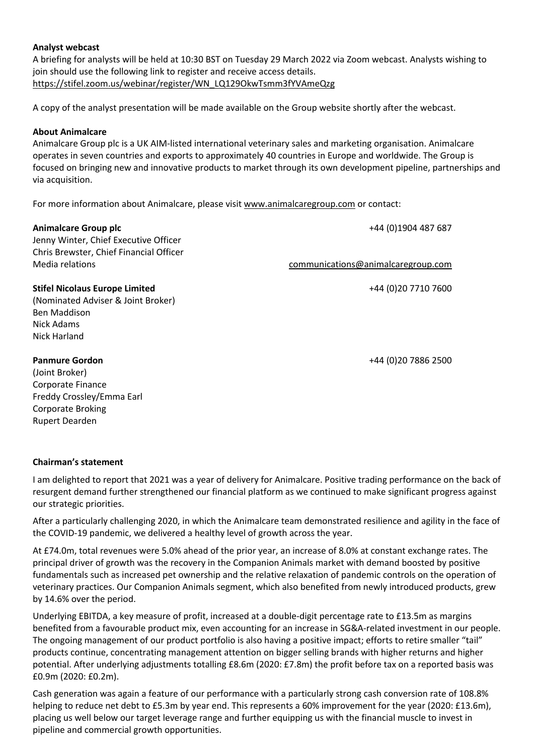**Analyst webcast**

A briefing for analysts will be held at 10:30 BST on Tuesday 29 March 2022 via Zoom webcast. Analysts wishing to join should use the following link to register and receive access details.
https://stifel.zoom.us/webinar/register/WN_LQ129OkwTsmm3fYVAmeQzg

A copy of the analyst presentation will be made available on the Group website shortly after the webcast.

**About Animalcare**

Animalcare Group plc is a UK AIM-listed international veterinary sales and marketing organisation. Animalcare operates in seven countries and exports to approximately 40 countries in Europe and worldwide. The Group is focused on bringing new and innovative products to market through its own development pipeline, partnerships and via acquisition.

For more information about Animalcare, please visit www.animalcaregroup.com or contact:

**Animalcare Group plc** +44 (0)1904 487 687
Jenny Winter, Chief Executive Officer
Chris Brewster, Chief Financial Officer
Media relations communications@animalcaregroup.com

**Stifel Nicolaus Europe Limited** +44 (0)20 7710 7600
(Nominated Adviser & Joint Broker)
Ben Maddison
Nick Adams
Nick Harland

**Panmure Gordon** +44 (0)20 7886 2500
(Joint Broker)
Corporate Finance
Freddy Crossley/Emma Earl
Corporate Broking
Rupert Dearden

**Chairman's statement**

I am delighted to report that 2021 was a year of delivery for Animalcare. Positive trading performance on the back of resurgent demand further strengthened our financial platform as we continued to make significant progress against our strategic priorities.

After a particularly challenging 2020, in which the Animalcare team demonstrated resilience and agility in the face of the COVID-19 pandemic, we delivered a healthy level of growth across the year.

At £74.0m, total revenues were 5.0% ahead of the prior year, an increase of 8.0% at constant exchange rates. The principal driver of growth was the recovery in the Companion Animals market with demand boosted by positive fundamentals such as increased pet ownership and the relative relaxation of pandemic controls on the operation of veterinary practices. Our Companion Animals segment, which also benefited from newly introduced products, grew by 14.6% over the period.

Underlying EBITDA, a key measure of profit, increased at a double-digit percentage rate to £13.5m as margins benefited from a favourable product mix, even accounting for an increase in SG&A-related investment in our people. The ongoing management of our product portfolio is also having a positive impact; efforts to retire smaller "tail" products continue, concentrating management attention on bigger selling brands with higher returns and higher potential. After underlying adjustments totalling £8.6m (2020: £7.8m) the profit before tax on a reported basis was £0.9m (2020: £0.2m).

Cash generation was again a feature of our performance with a particularly strong cash conversion rate of 108.8% helping to reduce net debt to £5.3m by year end. This represents a 60% improvement for the year (2020: £13.6m), placing us well below our target leverage range and further equipping us with the financial muscle to invest in pipeline and commercial growth opportunities.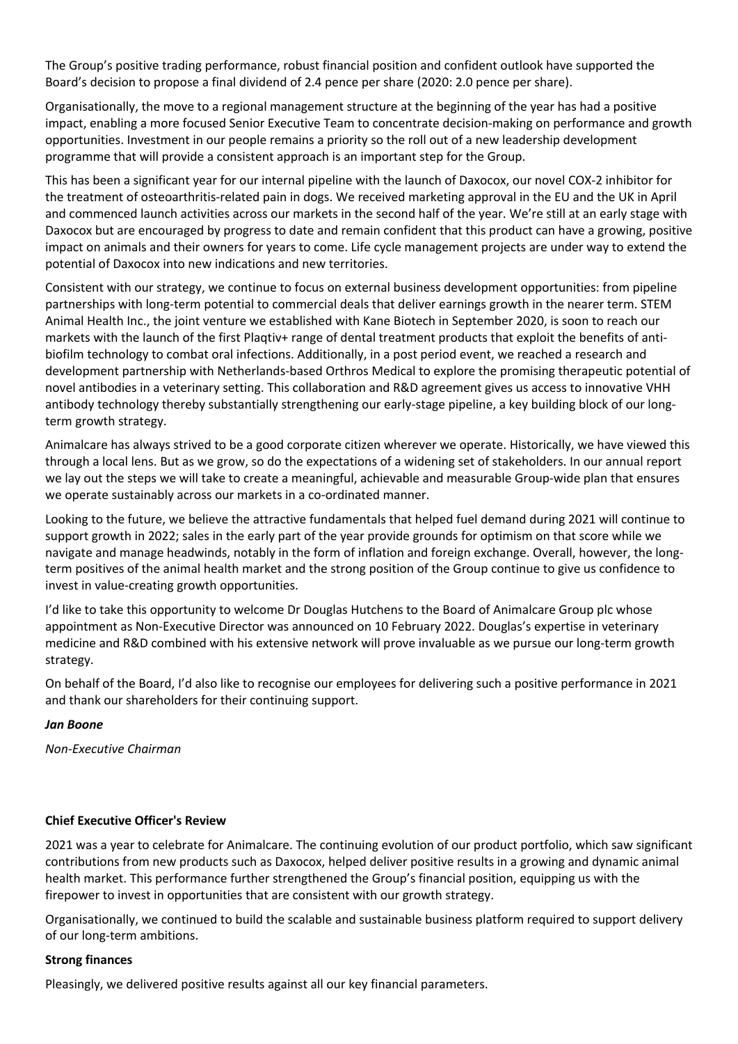The Group's positive trading performance, robust financial position and confident outlook have supported the Board's decision to propose a final dividend of 2.4 pence per share (2020: 2.0 pence per share).

Organisationally, the move to a regional management structure at the beginning of the year has had a positive impact, enabling a more focused Senior Executive Team to concentrate decision-making on performance and growth opportunities. Investment in our people remains a priority so the roll out of a new leadership development programme that will provide a consistent approach is an important step for the Group.

This has been a significant year for our internal pipeline with the launch of Daxocox, our novel COX-2 inhibitor for the treatment of osteoarthritis-related pain in dogs. We received marketing approval in the EU and the UK in April and commenced launch activities across our markets in the second half of the year. We're still at an early stage with Daxocox but are encouraged by progress to date and remain confident that this product can have a growing, positive impact on animals and their owners for years to come. Life cycle management projects are under way to extend the potential of Daxocox into new indications and new territories.

Consistent with our strategy, we continue to focus on external business development opportunities: from pipeline partnerships with long-term potential to commercial deals that deliver earnings growth in the nearer term. STEM Animal Health Inc., the joint venture we established with Kane Biotech in September 2020, is soon to reach our markets with the launch of the first Plaqtiv+ range of dental treatment products that exploit the benefits of anti-biofilm technology to combat oral infections. Additionally, in a post period event, we reached a research and development partnership with Netherlands-based Orthros Medical to explore the promising therapeutic potential of novel antibodies in a veterinary setting. This collaboration and R&D agreement gives us access to innovative VHH antibody technology thereby substantially strengthening our early-stage pipeline, a key building block of our long-term growth strategy.

Animalcare has always strived to be a good corporate citizen wherever we operate. Historically, we have viewed this through a local lens. But as we grow, so do the expectations of a widening set of stakeholders. In our annual report we lay out the steps we will take to create a meaningful, achievable and measurable Group-wide plan that ensures we operate sustainably across our markets in a co-ordinated manner.

Looking to the future, we believe the attractive fundamentals that helped fuel demand during 2021 will continue to support growth in 2022; sales in the early part of the year provide grounds for optimism on that score while we navigate and manage headwinds, notably in the form of inflation and foreign exchange. Overall, however, the long-term positives of the animal health market and the strong position of the Group continue to give us confidence to invest in value-creating growth opportunities.

I'd like to take this opportunity to welcome Dr Douglas Hutchens to the Board of Animalcare Group plc whose appointment as Non-Executive Director was announced on 10 February 2022. Douglas's expertise in veterinary medicine and R&D combined with his extensive network will prove invaluable as we pursue our long-term growth strategy.

On behalf of the Board, I'd also like to recognise our employees for delivering such a positive performance in 2021 and thank our shareholders for their continuing support.

***Jan Boone***

*Non-Executive Chairman*

## Chief Executive Officer's Review

2021 was a year to celebrate for Animalcare. The continuing evolution of our product portfolio, which saw significant contributions from new products such as Daxocox, helped deliver positive results in a growing and dynamic animal health market. This performance further strengthened the Group's financial position, equipping us with the firepower to invest in opportunities that are consistent with our growth strategy.

Organisationally, we continued to build the scalable and sustainable business platform required to support delivery of our long-term ambitions.

### Strong finances

Pleasingly, we delivered positive results against all our key financial parameters.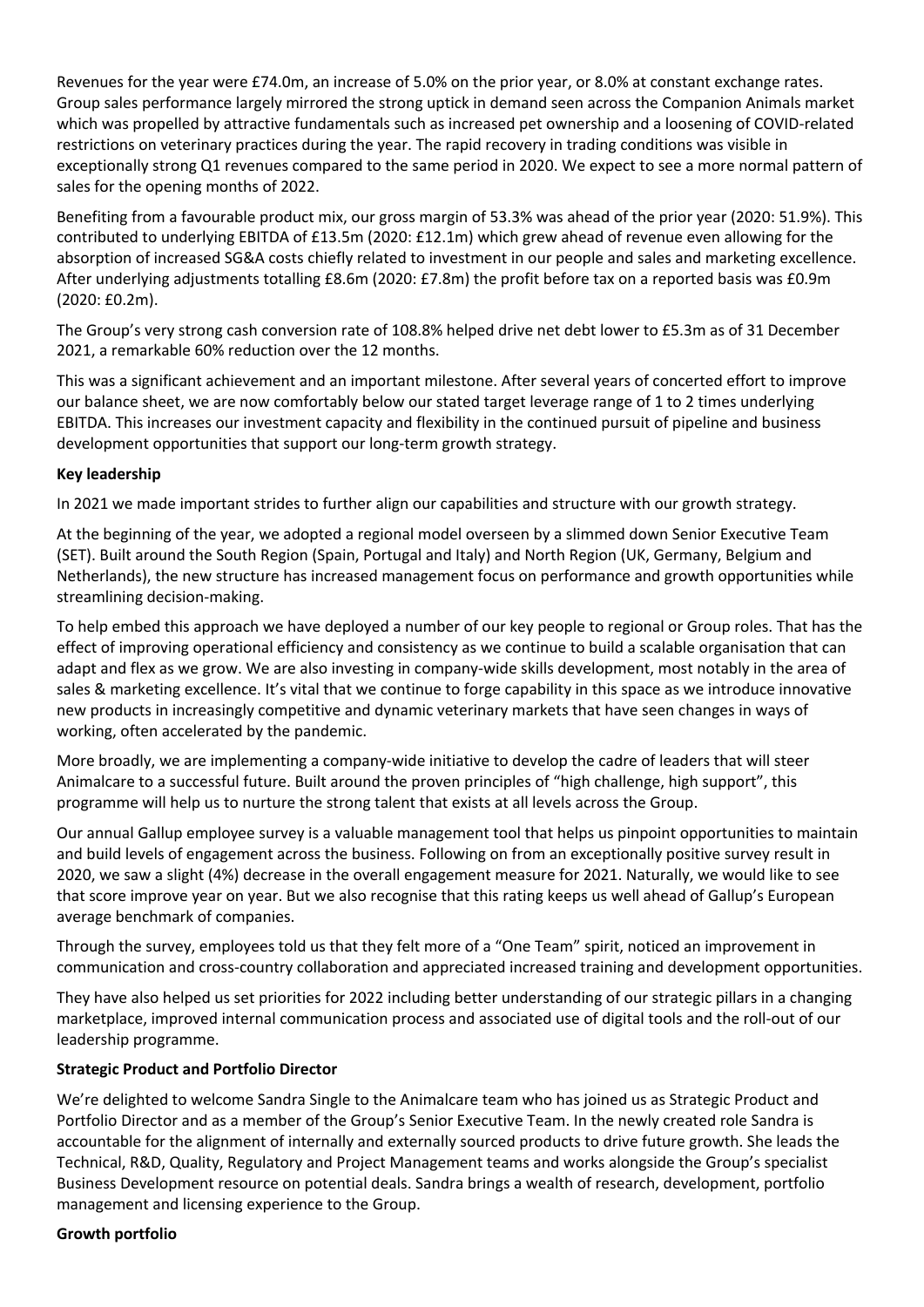Revenues for the year were £74.0m, an increase of 5.0% on the prior year, or 8.0% at constant exchange rates. Group sales performance largely mirrored the strong uptick in demand seen across the Companion Animals market which was propelled by attractive fundamentals such as increased pet ownership and a loosening of COVID-related restrictions on veterinary practices during the year. The rapid recovery in trading conditions was visible in exceptionally strong Q1 revenues compared to the same period in 2020. We expect to see a more normal pattern of sales for the opening months of 2022.

Benefiting from a favourable product mix, our gross margin of 53.3% was ahead of the prior year (2020: 51.9%). This contributed to underlying EBITDA of £13.5m (2020: £12.1m) which grew ahead of revenue even allowing for the absorption of increased SG&A costs chiefly related to investment in our people and sales and marketing excellence. After underlying adjustments totalling £8.6m (2020: £7.8m) the profit before tax on a reported basis was £0.9m (2020: £0.2m).

The Group's very strong cash conversion rate of 108.8% helped drive net debt lower to £5.3m as of 31 December 2021, a remarkable 60% reduction over the 12 months.

This was a significant achievement and an important milestone. After several years of concerted effort to improve our balance sheet, we are now comfortably below our stated target leverage range of 1 to 2 times underlying EBITDA. This increases our investment capacity and flexibility in the continued pursuit of pipeline and business development opportunities that support our long-term growth strategy.

**Key leadership**

In 2021 we made important strides to further align our capabilities and structure with our growth strategy.

At the beginning of the year, we adopted a regional model overseen by a slimmed down Senior Executive Team (SET). Built around the South Region (Spain, Portugal and Italy) and North Region (UK, Germany, Belgium and Netherlands), the new structure has increased management focus on performance and growth opportunities while streamlining decision-making.

To help embed this approach we have deployed a number of our key people to regional or Group roles. That has the effect of improving operational efficiency and consistency as we continue to build a scalable organisation that can adapt and flex as we grow. We are also investing in company-wide skills development, most notably in the area of sales & marketing excellence. It's vital that we continue to forge capability in this space as we introduce innovative new products in increasingly competitive and dynamic veterinary markets that have seen changes in ways of working, often accelerated by the pandemic.

More broadly, we are implementing a company-wide initiative to develop the cadre of leaders that will steer Animalcare to a successful future. Built around the proven principles of "high challenge, high support", this programme will help us to nurture the strong talent that exists at all levels across the Group.

Our annual Gallup employee survey is a valuable management tool that helps us pinpoint opportunities to maintain and build levels of engagement across the business. Following on from an exceptionally positive survey result in 2020, we saw a slight (4%) decrease in the overall engagement measure for 2021. Naturally, we would like to see that score improve year on year. But we also recognise that this rating keeps us well ahead of Gallup's European average benchmark of companies.

Through the survey, employees told us that they felt more of a "One Team" spirit, noticed an improvement in communication and cross-country collaboration and appreciated increased training and development opportunities.

They have also helped us set priorities for 2022 including better understanding of our strategic pillars in a changing marketplace, improved internal communication process and associated use of digital tools and the roll-out of our leadership programme.

**Strategic Product and Portfolio Director**

We're delighted to welcome Sandra Single to the Animalcare team who has joined us as Strategic Product and Portfolio Director and as a member of the Group's Senior Executive Team. In the newly created role Sandra is accountable for the alignment of internally and externally sourced products to drive future growth. She leads the Technical, R&D, Quality, Regulatory and Project Management teams and works alongside the Group's specialist Business Development resource on potential deals. Sandra brings a wealth of research, development, portfolio management and licensing experience to the Group.

**Growth portfolio**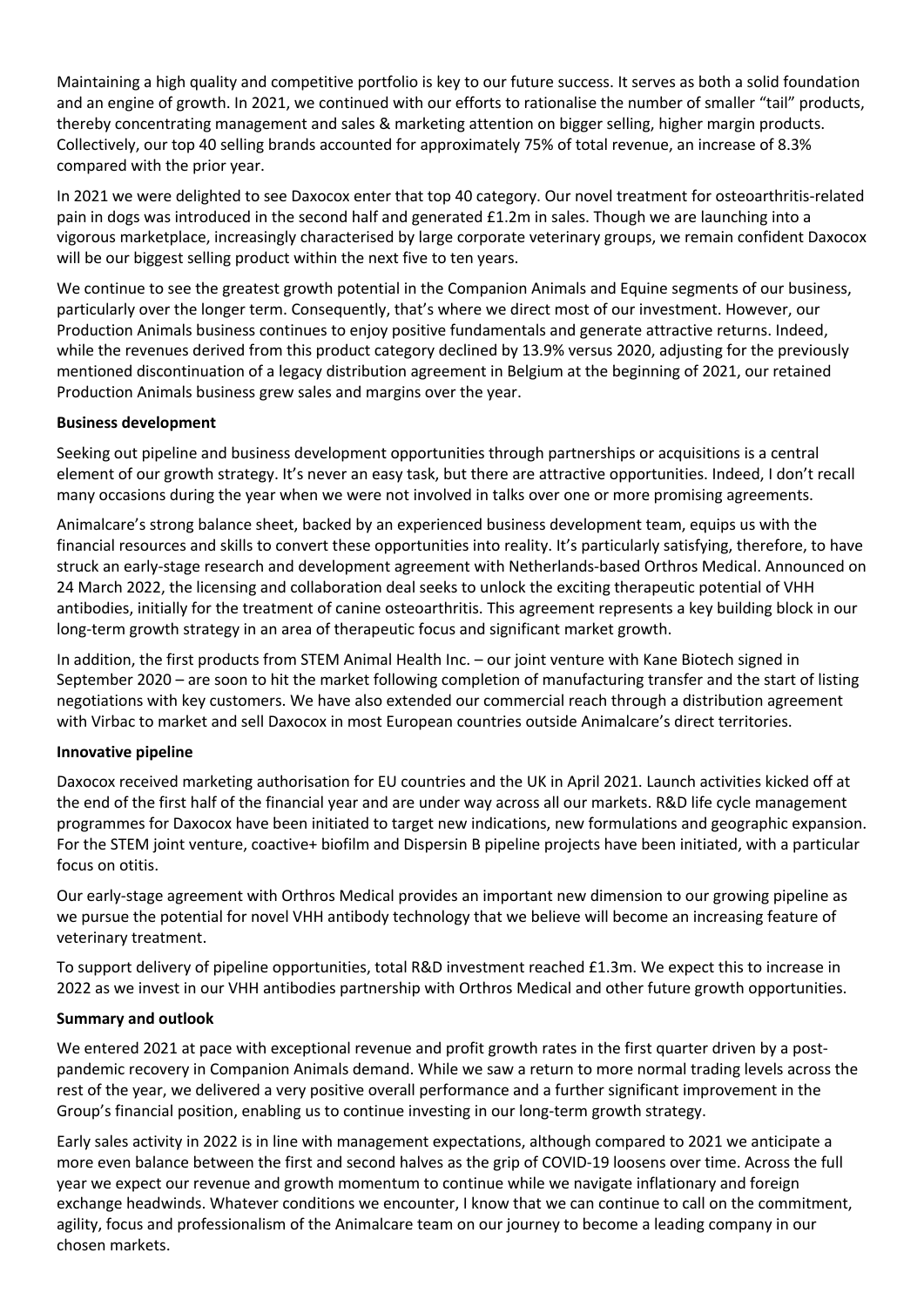Maintaining a high quality and competitive portfolio is key to our future success. It serves as both a solid foundation and an engine of growth. In 2021, we continued with our efforts to rationalise the number of smaller "tail" products, thereby concentrating management and sales & marketing attention on bigger selling, higher margin products. Collectively, our top 40 selling brands accounted for approximately 75% of total revenue, an increase of 8.3% compared with the prior year.

In 2021 we were delighted to see Daxocox enter that top 40 category. Our novel treatment for osteoarthritis-related pain in dogs was introduced in the second half and generated £1.2m in sales. Though we are launching into a vigorous marketplace, increasingly characterised by large corporate veterinary groups, we remain confident Daxocox will be our biggest selling product within the next five to ten years.

We continue to see the greatest growth potential in the Companion Animals and Equine segments of our business, particularly over the longer term. Consequently, that's where we direct most of our investment. However, our Production Animals business continues to enjoy positive fundamentals and generate attractive returns. Indeed, while the revenues derived from this product category declined by 13.9% versus 2020, adjusting for the previously mentioned discontinuation of a legacy distribution agreement in Belgium at the beginning of 2021, our retained Production Animals business grew sales and margins over the year.

**Business development**

Seeking out pipeline and business development opportunities through partnerships or acquisitions is a central element of our growth strategy. It's never an easy task, but there are attractive opportunities. Indeed, I don't recall many occasions during the year when we were not involved in talks over one or more promising agreements.

Animalcare's strong balance sheet, backed by an experienced business development team, equips us with the financial resources and skills to convert these opportunities into reality. It's particularly satisfying, therefore, to have struck an early-stage research and development agreement with Netherlands-based Orthros Medical. Announced on 24 March 2022, the licensing and collaboration deal seeks to unlock the exciting therapeutic potential of VHH antibodies, initially for the treatment of canine osteoarthritis. This agreement represents a key building block in our long-term growth strategy in an area of therapeutic focus and significant market growth.

In addition, the first products from STEM Animal Health Inc. – our joint venture with Kane Biotech signed in September 2020 – are soon to hit the market following completion of manufacturing transfer and the start of listing negotiations with key customers. We have also extended our commercial reach through a distribution agreement with Virbac to market and sell Daxocox in most European countries outside Animalcare's direct territories.

**Innovative pipeline**

Daxocox received marketing authorisation for EU countries and the UK in April 2021. Launch activities kicked off at the end of the first half of the financial year and are under way across all our markets. R&D life cycle management programmes for Daxocox have been initiated to target new indications, new formulations and geographic expansion. For the STEM joint venture, coactive+ biofilm and Dispersin B pipeline projects have been initiated, with a particular focus on otitis.

Our early-stage agreement with Orthros Medical provides an important new dimension to our growing pipeline as we pursue the potential for novel VHH antibody technology that we believe will become an increasing feature of veterinary treatment.

To support delivery of pipeline opportunities, total R&D investment reached £1.3m. We expect this to increase in 2022 as we invest in our VHH antibodies partnership with Orthros Medical and other future growth opportunities.

**Summary and outlook**

We entered 2021 at pace with exceptional revenue and profit growth rates in the first quarter driven by a post-pandemic recovery in Companion Animals demand. While we saw a return to more normal trading levels across the rest of the year, we delivered a very positive overall performance and a further significant improvement in the Group's financial position, enabling us to continue investing in our long-term growth strategy.

Early sales activity in 2022 is in line with management expectations, although compared to 2021 we anticipate a more even balance between the first and second halves as the grip of COVID-19 loosens over time. Across the full year we expect our revenue and growth momentum to continue while we navigate inflationary and foreign exchange headwinds. Whatever conditions we encounter, I know that we can continue to call on the commitment, agility, focus and professionalism of the Animalcare team on our journey to become a leading company in our chosen markets.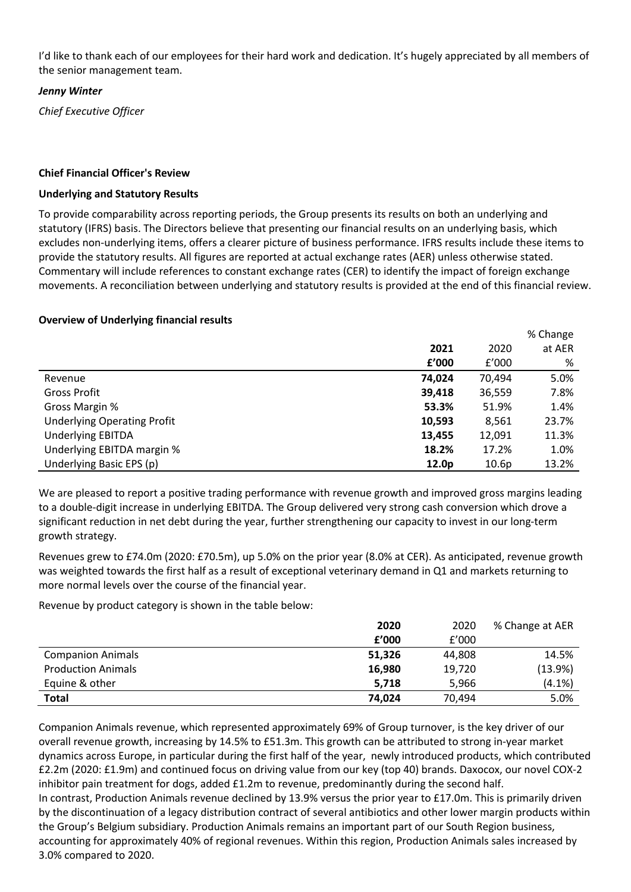I'd like to thank each of our employees for their hard work and dedication. It's hugely appreciated by all members of the senior management team.

***Jenny Winter***

*Chief Executive Officer*

**Chief Financial Officer's Review**

**Underlying and Statutory Results**

To provide comparability across reporting periods, the Group presents its results on both an underlying and statutory (IFRS) basis. The Directors believe that presenting our financial results on an underlying basis, which excludes non-underlying items, offers a clearer picture of business performance. IFRS results include these items to provide the statutory results. All figures are reported at actual exchange rates (AER) unless otherwise stated. Commentary will include references to constant exchange rates (CER) to identify the impact of foreign exchange movements. A reconciliation between underlying and statutory results is provided at the end of this financial review.

**Overview of Underlying financial results**

| | **2021 £'000** | 2020 £'000 | % Change at AER % |
|---|---|---|---|
| Revenue | **74,024** | 70,494 | 5.0% |
| Gross Profit | **39,418** | 36,559 | 7.8% |
| Gross Margin % | **53.3%** | 51.9% | 1.4% |
| Underlying Operating Profit | **10,593** | 8,561 | 23.7% |
| Underlying EBITDA | **13,455** | 12,091 | 11.3% |
| Underlying EBITDA margin % | **18.2%** | 17.2% | 1.0% |
| Underlying Basic EPS (p) | **12.0p** | 10.6p | 13.2% |

We are pleased to report a positive trading performance with revenue growth and improved gross margins leading to a double-digit increase in underlying EBITDA. The Group delivered very strong cash conversion which drove a significant reduction in net debt during the year, further strengthening our capacity to invest in our long-term growth strategy.

Revenues grew to £74.0m (2020: £70.5m), up 5.0% on the prior year (8.0% at CER). As anticipated, revenue growth was weighted towards the first half as a result of exceptional veterinary demand in Q1 and markets returning to more normal levels over the course of the financial year.

Revenue by product category is shown in the table below:

| | **2020 £'000** | 2020 £'000 | % Change at AER |
|---|---|---|---|
| Companion Animals | **51,326** | 44,808 | 14.5% |
| Production Animals | **16,980** | 19,720 | (13.9%) |
| Equine & other | **5,718** | 5,966 | (4.1%) |
| **Total** | **74,024** | 70,494 | 5.0% |

Companion Animals revenue, which represented approximately 69% of Group turnover, is the key driver of our overall revenue growth, increasing by 14.5% to £51.3m. This growth can be attributed to strong in-year market dynamics across Europe, in particular during the first half of the year, newly introduced products, which contributed £2.2m (2020: £1.9m) and continued focus on driving value from our key (top 40) brands. Daxocox, our novel COX-2 inhibitor pain treatment for dogs, added £1.2m to revenue, predominantly during the second half.

In contrast, Production Animals revenue declined by 13.9% versus the prior year to £17.0m. This is primarily driven by the discontinuation of a legacy distribution contract of several antibiotics and other lower margin products within the Group's Belgium subsidiary. Production Animals remains an important part of our South Region business, accounting for approximately 40% of regional revenues. Within this region, Production Animals sales increased by 3.0% compared to 2020.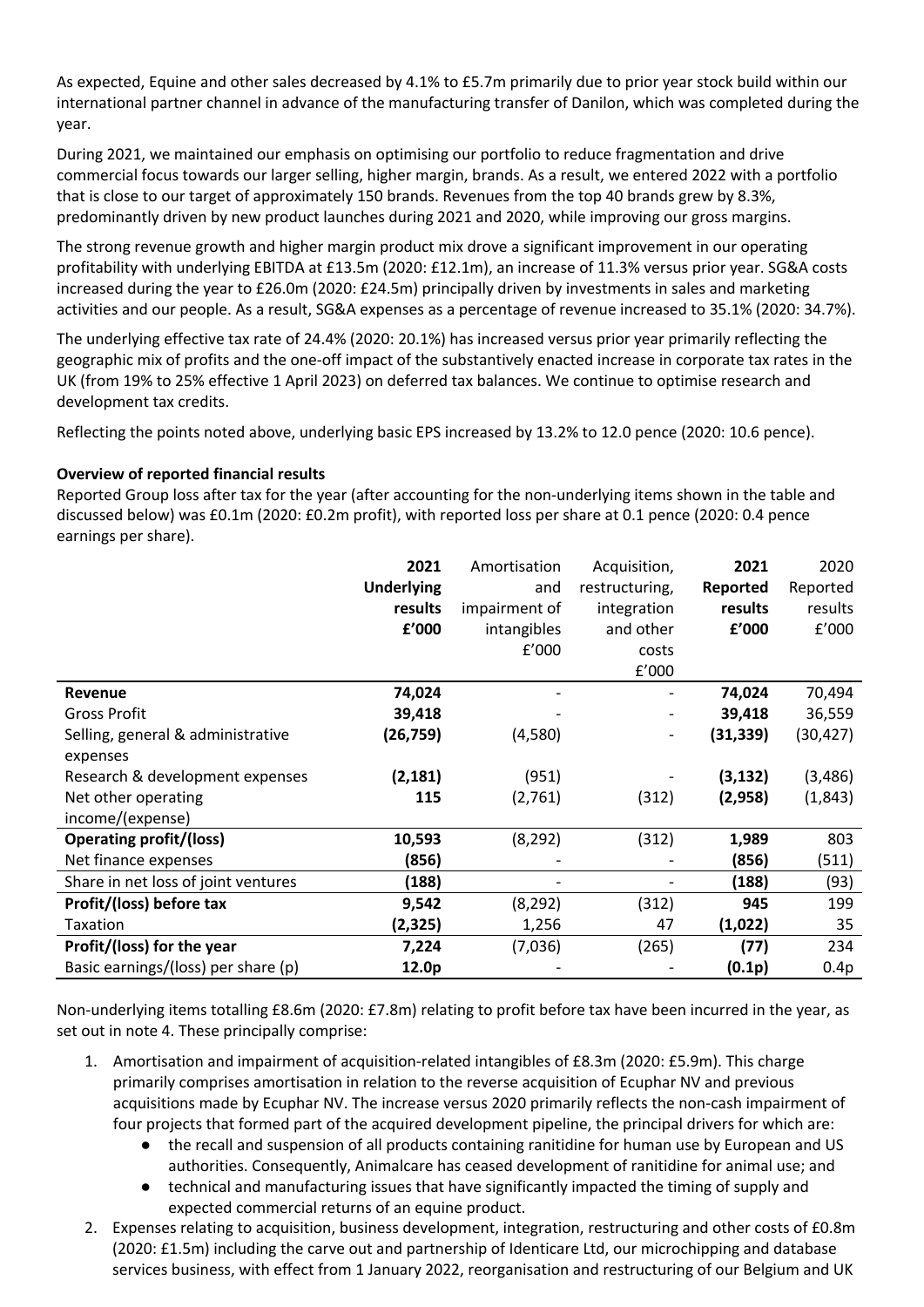As expected, Equine and other sales decreased by 4.1% to £5.7m primarily due to prior year stock build within our international partner channel in advance of the manufacturing transfer of Danilon, which was completed during the year.

During 2021, we maintained our emphasis on optimising our portfolio to reduce fragmentation and drive commercial focus towards our larger selling, higher margin, brands. As a result, we entered 2022 with a portfolio that is close to our target of approximately 150 brands. Revenues from the top 40 brands grew by 8.3%, predominantly driven by new product launches during 2021 and 2020, while improving our gross margins.

The strong revenue growth and higher margin product mix drove a significant improvement in our operating profitability with underlying EBITDA at £13.5m (2020: £12.1m), an increase of 11.3% versus prior year. SG&A costs increased during the year to £26.0m (2020: £24.5m) principally driven by investments in sales and marketing activities and our people. As a result, SG&A expenses as a percentage of revenue increased to 35.1% (2020: 34.7%).

The underlying effective tax rate of 24.4% (2020: 20.1%) has increased versus prior year primarily reflecting the geographic mix of profits and the one-off impact of the substantively enacted increase in corporate tax rates in the UK (from 19% to 25% effective 1 April 2023) on deferred tax balances. We continue to optimise research and development tax credits.

Reflecting the points noted above, underlying basic EPS increased by 13.2% to 12.0 pence (2020: 10.6 pence).

**Overview of reported financial results**

Reported Group loss after tax for the year (after accounting for the non-underlying items shown in the table and discussed below) was £0.1m (2020: £0.2m profit), with reported loss per share at 0.1 pence (2020: 0.4 pence earnings per share).

| | **2021 Underlying results £'000** | Amortisation and impairment of intangibles £'000 | Acquisition, restructuring, integration and other costs £'000 | **2021 Reported results £'000** | 2020 Reported results £'000 |
|---|---|---|---|---|---|
| **Revenue** | **74,024** | - | - | **74,024** | 70,494 |
| Gross Profit | **39,418** | - | - | **39,418** | 36,559 |
| Selling, general & administrative expenses | **(26,759)** | (4,580) | - | **(31,339)** | (30,427) |
| Research & development expenses | **(2,181)** | (951) | - | **(3,132)** | (3,486) |
| Net other operating income/(expense) | **115** | (2,761) | (312) | **(2,958)** | (1,843) |
| **Operating profit/(loss)** | **10,593** | (8,292) | (312) | **1,989** | 803 |
| Net finance expenses | **(856)** | - | - | **(856)** | (511) |
| Share in net loss of joint ventures | **(188)** | - | - | **(188)** | (93) |
| **Profit/(loss) before tax** | **9,542** | (8,292) | (312) | **945** | 199 |
| Taxation | **(2,325)** | 1,256 | 47 | **(1,022)** | 35 |
| **Profit/(loss) for the year** | **7,224** | (7,036) | (265) | **(77)** | 234 |
| Basic earnings/(loss) per share (p) | **12.0p** | - | - | **(0.1p)** | 0.4p |

Non-underlying items totalling £8.6m (2020: £7.8m) relating to profit before tax have been incurred in the year, as set out in note 4. These principally comprise:

1. Amortisation and impairment of acquisition-related intangibles of £8.3m (2020: £5.9m). This charge primarily comprises amortisation in relation to the reverse acquisition of Ecuphar NV and previous acquisitions made by Ecuphar NV. The increase versus 2020 primarily reflects the non-cash impairment of four projects that formed part of the acquired development pipeline, the principal drivers for which are:
   - the recall and suspension of all products containing ranitidine for human use by European and US authorities. Consequently, Animalcare has ceased development of ranitidine for animal use; and
   - technical and manufacturing issues that have significantly impacted the timing of supply and expected commercial returns of an equine product.
2. Expenses relating to acquisition, business development, integration, restructuring and other costs of £0.8m (2020: £1.5m) including the carve out and partnership of Identicare Ltd, our microchipping and database services business, with effect from 1 January 2022, reorganisation and restructuring of our Belgium and UK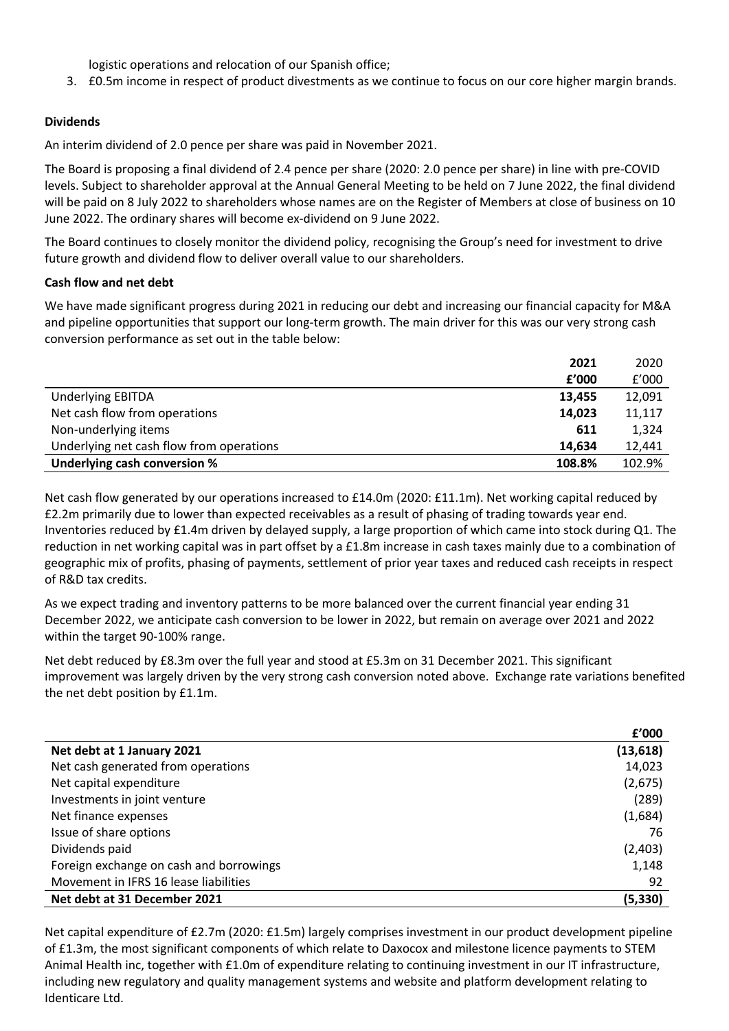logistic operations and relocation of our Spanish office;

3. £0.5m income in respect of product divestments as we continue to focus on our core higher margin brands.

**Dividends**

An interim dividend of 2.0 pence per share was paid in November 2021.

The Board is proposing a final dividend of 2.4 pence per share (2020: 2.0 pence per share) in line with pre-COVID levels. Subject to shareholder approval at the Annual General Meeting to be held on 7 June 2022, the final dividend will be paid on 8 July 2022 to shareholders whose names are on the Register of Members at close of business on 10 June 2022. The ordinary shares will become ex-dividend on 9 June 2022.

The Board continues to closely monitor the dividend policy, recognising the Group's need for investment to drive future growth and dividend flow to deliver overall value to our shareholders.

**Cash flow and net debt**

We have made significant progress during 2021 in reducing our debt and increasing our financial capacity for M&A and pipeline opportunities that support our long-term growth. The main driver for this was our very strong cash conversion performance as set out in the table below:

| | **2021** | 2020 |
|---|---|---|
| | **£'000** | £'000 |
| Underlying EBITDA | **13,455** | 12,091 |
| Net cash flow from operations | **14,023** | 11,117 |
| Non-underlying items | **611** | 1,324 |
| Underlying net cash flow from operations | **14,634** | 12,441 |
| **Underlying cash conversion %** | **108.8%** | 102.9% |

Net cash flow generated by our operations increased to £14.0m (2020: £11.1m). Net working capital reduced by £2.2m primarily due to lower than expected receivables as a result of phasing of trading towards year end. Inventories reduced by £1.4m driven by delayed supply, a large proportion of which came into stock during Q1. The reduction in net working capital was in part offset by a £1.8m increase in cash taxes mainly due to a combination of geographic mix of profits, phasing of payments, settlement of prior year taxes and reduced cash receipts in respect of R&D tax credits.

As we expect trading and inventory patterns to be more balanced over the current financial year ending 31 December 2022, we anticipate cash conversion to be lower in 2022, but remain on average over 2021 and 2022 within the target 90-100% range.

Net debt reduced by £8.3m over the full year and stood at £5.3m on 31 December 2021. This significant improvement was largely driven by the very strong cash conversion noted above. Exchange rate variations benefited the net debt position by £1.1m.

| | **£'000** |
|---|---|
| **Net debt at 1 January 2021** | **(13,618)** |
| Net cash generated from operations | 14,023 |
| Net capital expenditure | (2,675) |
| Investments in joint venture | (289) |
| Net finance expenses | (1,684) |
| Issue of share options | 76 |
| Dividends paid | (2,403) |
| Foreign exchange on cash and borrowings | 1,148 |
| Movement in IFRS 16 lease liabilities | 92 |
| **Net debt at 31 December 2021** | **(5,330)** |

Net capital expenditure of £2.7m (2020: £1.5m) largely comprises investment in our product development pipeline of £1.3m, the most significant components of which relate to Daxocox and milestone licence payments to STEM Animal Health inc, together with £1.0m of expenditure relating to continuing investment in our IT infrastructure, including new regulatory and quality management systems and website and platform development relating to Identicare Ltd.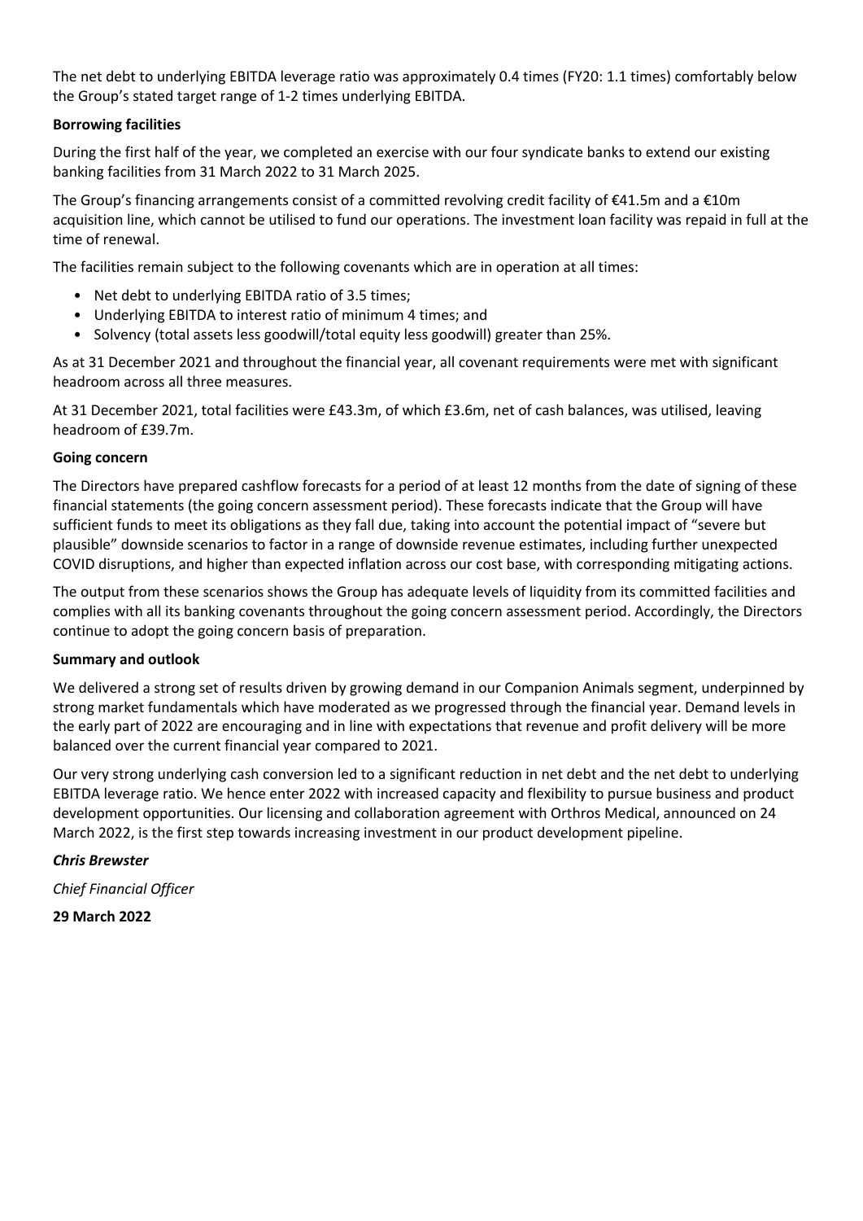The net debt to underlying EBITDA leverage ratio was approximately 0.4 times (FY20: 1.1 times) comfortably below the Group's stated target range of 1-2 times underlying EBITDA.

**Borrowing facilities**

During the first half of the year, we completed an exercise with our four syndicate banks to extend our existing banking facilities from 31 March 2022 to 31 March 2025.

The Group's financing arrangements consist of a committed revolving credit facility of €41.5m and a €10m acquisition line, which cannot be utilised to fund our operations. The investment loan facility was repaid in full at the time of renewal.

The facilities remain subject to the following covenants which are in operation at all times:

- Net debt to underlying EBITDA ratio of 3.5 times;
- Underlying EBITDA to interest ratio of minimum 4 times; and
- Solvency (total assets less goodwill/total equity less goodwill) greater than 25%.

As at 31 December 2021 and throughout the financial year, all covenant requirements were met with significant headroom across all three measures.

At 31 December 2021, total facilities were £43.3m, of which £3.6m, net of cash balances, was utilised, leaving headroom of £39.7m.

**Going concern**

The Directors have prepared cashflow forecasts for a period of at least 12 months from the date of signing of these financial statements (the going concern assessment period). These forecasts indicate that the Group will have sufficient funds to meet its obligations as they fall due, taking into account the potential impact of "severe but plausible" downside scenarios to factor in a range of downside revenue estimates, including further unexpected COVID disruptions, and higher than expected inflation across our cost base, with corresponding mitigating actions.

The output from these scenarios shows the Group has adequate levels of liquidity from its committed facilities and complies with all its banking covenants throughout the going concern assessment period. Accordingly, the Directors continue to adopt the going concern basis of preparation.

**Summary and outlook**

We delivered a strong set of results driven by growing demand in our Companion Animals segment, underpinned by strong market fundamentals which have moderated as we progressed through the financial year. Demand levels in the early part of 2022 are encouraging and in line with expectations that revenue and profit delivery will be more balanced over the current financial year compared to 2021.

Our very strong underlying cash conversion led to a significant reduction in net debt and the net debt to underlying EBITDA leverage ratio. We hence enter 2022 with increased capacity and flexibility to pursue business and product development opportunities. Our licensing and collaboration agreement with Orthros Medical, announced on 24 March 2022, is the first step towards increasing investment in our product development pipeline.

***Chris Brewster***

*Chief Financial Officer*

**29 March 2022**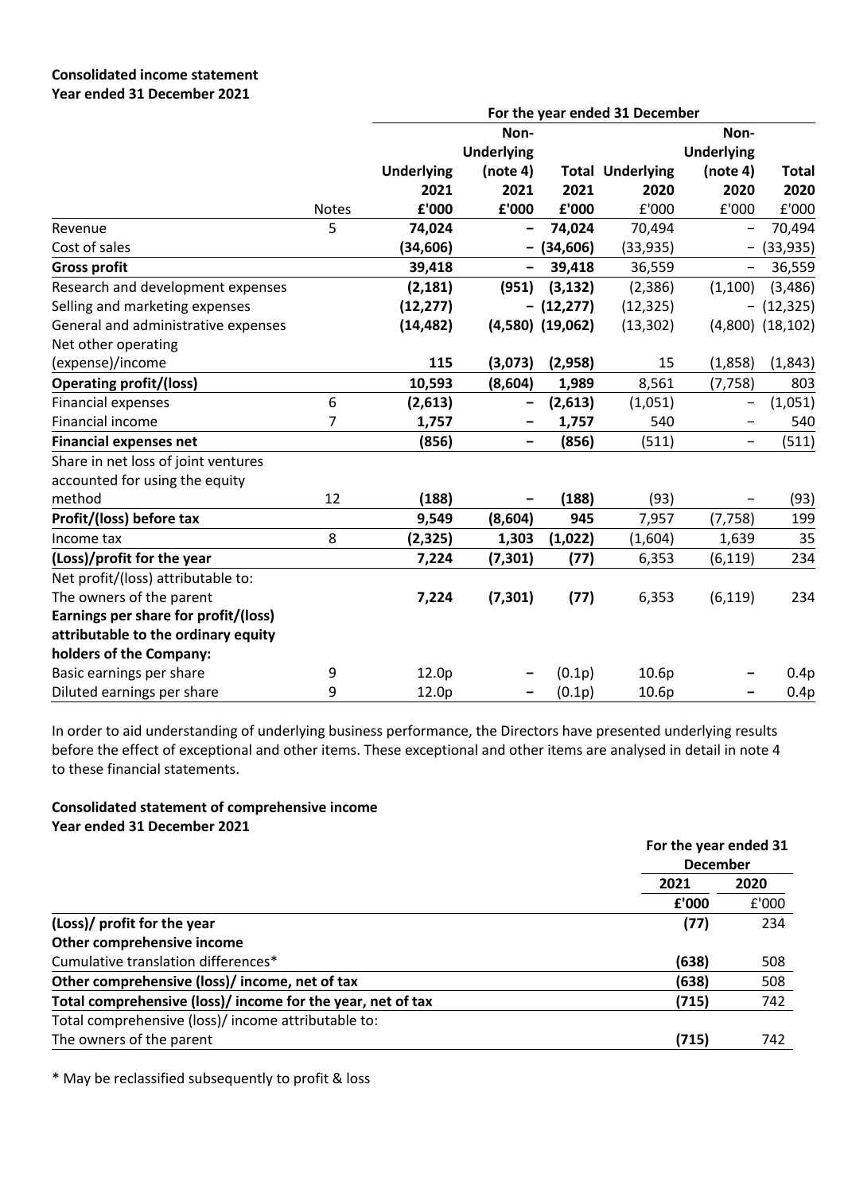**Consolidated income statement**
**Year ended 31 December 2021**

| | | For the year ended 31 December | | | | | |
|---|---|---|---|---|---|---|---|
| | Notes | **Underlying 2021 £'000** | **Non-Underlying (note 4) 2021 £'000** | **Total 2021 £'000** | **Underlying 2020** £'000 | **Non-Underlying (note 4) 2020** £'000 | **Total 2020** £'000 |
| Revenue | 5 | **74,024** | **–** | **74,024** | 70,494 | – | 70,494 |
| Cost of sales | | **(34,606)** | **–** | **(34,606)** | (33,935) | – | (33,935) |
| **Gross profit** | | **39,418** | **–** | **39,418** | 36,559 | – | 36,559 |
| Research and development expenses | | **(2,181)** | **(951)** | **(3,132)** | (2,386) | (1,100) | (3,486) |
| Selling and marketing expenses | | **(12,277)** | **–** | **(12,277)** | (12,325) | – | (12,325) |
| General and administrative expenses | | **(14,482)** | **(4,580)** | **(19,062)** | (13,302) | (4,800) | (18,102) |
| Net other operating (expense)/income | | **115** | **(3,073)** | **(2,958)** | 15 | (1,858) | (1,843) |
| **Operating profit/(loss)** | | **10,593** | **(8,604)** | **1,989** | 8,561 | (7,758) | 803 |
| Financial expenses | 6 | **(2,613)** | **–** | **(2,613)** | (1,051) | – | (1,051) |
| Financial income | 7 | **1,757** | **–** | **1,757** | 540 | – | 540 |
| **Financial expenses net** | | **(856)** | **–** | **(856)** | (511) | – | (511) |
| Share in net loss of joint ventures accounted for using the equity method | 12 | **(188)** | **–** | **(188)** | (93) | – | (93) |
| **Profit/(loss) before tax** | | **9,549** | **(8,604)** | **945** | 7,957 | (7,758) | 199 |
| Income tax | 8 | **(2,325)** | **1,303** | **(1,022)** | (1,604) | 1,639 | 35 |
| **(Loss)/profit for the year** | | **7,224** | **(7,301)** | **(77)** | 6,353 | (6,119) | 234 |
| Net profit/(loss) attributable to: | | | | | | | |
| The owners of the parent | | **7,224** | **(7,301)** | **(77)** | 6,353 | (6,119) | 234 |
| **Earnings per share for profit/(loss) attributable to the ordinary equity holders of the Company:** | | | | | | | |
| Basic earnings per share | 9 | 12.0p | **–** | (0.1p) | 10.6p | **–** | 0.4p |
| Diluted earnings per share | 9 | 12.0p | **–** | (0.1p) | 10.6p | **–** | 0.4p |

In order to aid understanding of underlying business performance, the Directors have presented underlying results before the effect of exceptional and other items. These exceptional and other items are analysed in detail in note 4 to these financial statements.

**Consolidated statement of comprehensive income**
**Year ended 31 December 2021**

| | For the year ended 31 December | |
|---|---|---|
| | **2021** | **2020** |
| | **£'000** | £'000 |
| **(Loss)/ profit for the year** | **(77)** | 234 |
| **Other comprehensive income** | | |
| Cumulative translation differences* | **(638)** | 508 |
| **Other comprehensive (loss)/ income, net of tax** | **(638)** | 508 |
| **Total comprehensive (loss)/ income for the year, net of tax** | **(715)** | 742 |
| Total comprehensive (loss)/ income attributable to: | | |
| The owners of the parent | **(715)** | 742 |

* May be reclassified subsequently to profit & loss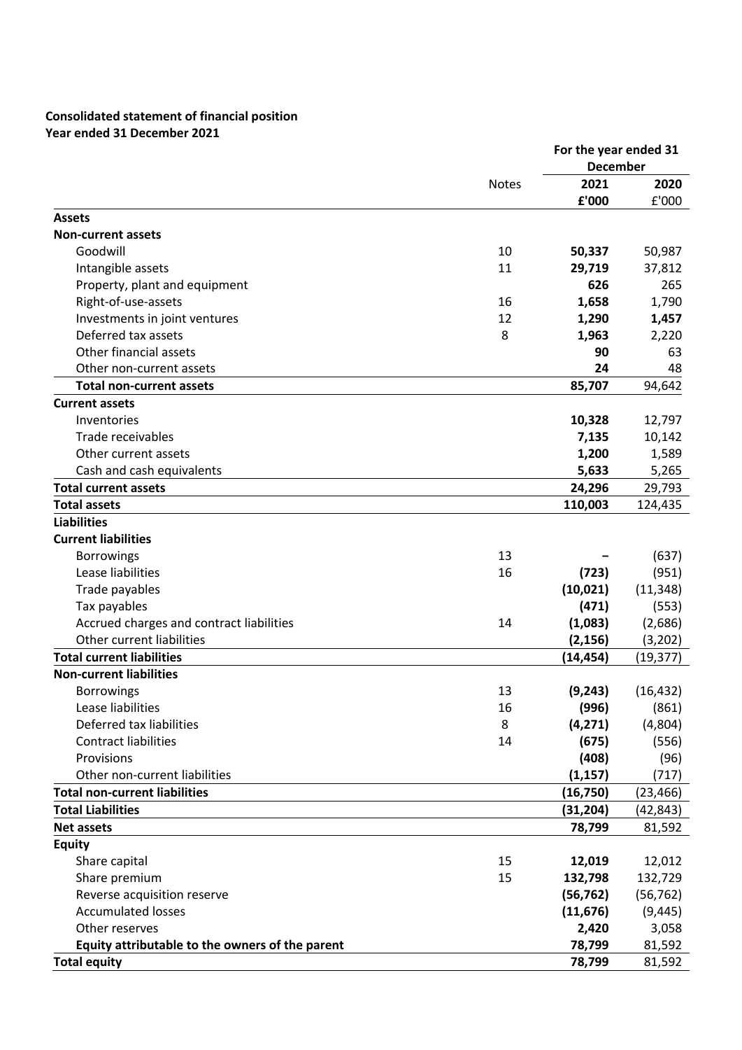**Consolidated statement of financial position**
**Year ended 31 December 2021**

| | Notes | For the year ended 31 December | |
|---|---|---|---|
| | | **2021** | **2020** |
| | | **£'000** | £'000 |
| **Assets** | | | |
| **Non-current assets** | | | |
| Goodwill | 10 | **50,337** | 50,987 |
| Intangible assets | 11 | **29,719** | 37,812 |
| Property, plant and equipment | | **626** | 265 |
| Right-of-use-assets | 16 | **1,658** | 1,790 |
| Investments in joint ventures | 12 | **1,290** | **1,457** |
| Deferred tax assets | 8 | **1,963** | 2,220 |
| Other financial assets | | **90** | 63 |
| Other non-current assets | | **24** | 48 |
| **Total non-current assets** | | **85,707** | 94,642 |
| **Current assets** | | | |
| Inventories | | **10,328** | 12,797 |
| Trade receivables | | **7,135** | 10,142 |
| Other current assets | | **1,200** | 1,589 |
| Cash and cash equivalents | | **5,633** | 5,265 |
| **Total current assets** | | **24,296** | 29,793 |
| **Total assets** | | **110,003** | 124,435 |
| **Liabilities** | | | |
| **Current liabilities** | | | |
| Borrowings | 13 | **–** | (637) |
| Lease liabilities | 16 | **(723)** | (951) |
| Trade payables | | **(10,021)** | (11,348) |
| Tax payables | | **(471)** | (553) |
| Accrued charges and contract liabilities | 14 | **(1,083)** | (2,686) |
| Other current liabilities | | **(2,156)** | (3,202) |
| **Total current liabilities** | | **(14,454)** | (19,377) |
| **Non-current liabilities** | | | |
| Borrowings | 13 | **(9,243)** | (16,432) |
| Lease liabilities | 16 | **(996)** | (861) |
| Deferred tax liabilities | 8 | **(4,271)** | (4,804) |
| Contract liabilities | 14 | **(675)** | (556) |
| Provisions | | **(408)** | (96) |
| Other non-current liabilities | | **(1,157)** | (717) |
| **Total non-current liabilities** | | **(16,750)** | (23,466) |
| **Total Liabilities** | | **(31,204)** | (42,843) |
| **Net assets** | | **78,799** | 81,592 |
| **Equity** | | | |
| Share capital | 15 | **12,019** | 12,012 |
| Share premium | 15 | **132,798** | 132,729 |
| Reverse acquisition reserve | | **(56,762)** | (56,762) |
| Accumulated losses | | **(11,676)** | (9,445) |
| Other reserves | | **2,420** | 3,058 |
| **Equity attributable to the owners of the parent** | | **78,799** | 81,592 |
| **Total equity** | | **78,799** | 81,592 |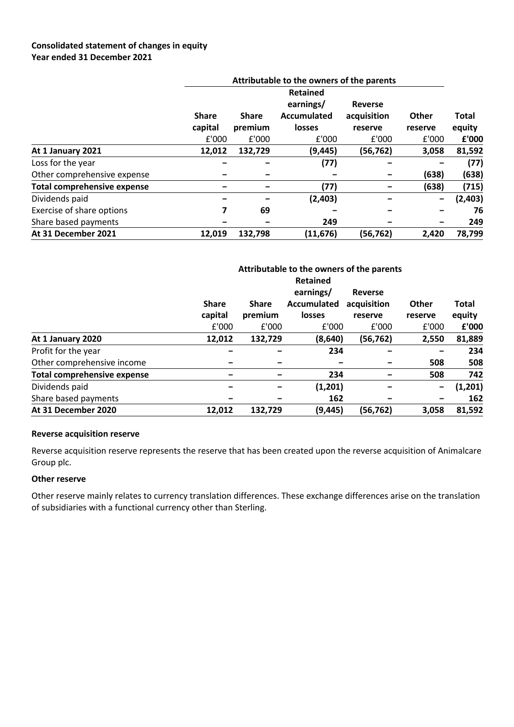**Consolidated statement of changes in equity**
**Year ended 31 December 2021**

| | Attributable to the owners of the parents | | | | | |
|---|---|---|---|---|---|---|
| | **Share capital** | **Share premium** | **Retained earnings/ Accumulated losses** | **Reverse acquisition reserve** | **Other reserve** | **Total equity** |
| | £'000 | £'000 | £'000 | £'000 | £'000 | **£'000** |
| **At 1 January 2021** | **12,012** | **132,729** | **(9,445)** | **(56,762)** | **3,058** | **81,592** |
| Loss for the year | – | – | (77) | – | – | (77) |
| Other comprehensive expense | – | – | – | – | (638) | (638) |
| **Total comprehensive expense** | – | – | (77) | – | (638) | (715) |
| Dividends paid | – | – | (2,403) | – | – | (2,403) |
| Exercise of share options | 7 | 69 | – | – | – | 76 |
| Share based payments | – | – | 249 | – | – | 249 |
| **At 31 December 2021** | **12,019** | **132,798** | **(11,676)** | **(56,762)** | **2,420** | **78,799** |

| | Attributable to the owners of the parents | | | | | |
|---|---|---|---|---|---|---|
| | **Share capital** | **Share premium** | **Retained earnings/ Accumulated losses** | **Reverse acquisition reserve** | **Other reserve** | **Total equity** |
| | £'000 | £'000 | £'000 | £'000 | £'000 | **£'000** |
| **At 1 January 2020** | **12,012** | **132,729** | **(8,640)** | **(56,762)** | **2,550** | **81,889** |
| Profit for the year | – | – | 234 | – | – | 234 |
| Other comprehensive income | – | – | – | – | 508 | 508 |
| **Total comprehensive expense** | – | – | 234 | – | 508 | 742 |
| Dividends paid | – | – | (1,201) | – | – | (1,201) |
| Share based payments | – | – | 162 | – | – | 162 |
| **At 31 December 2020** | **12,012** | **132,729** | **(9,445)** | **(56,762)** | **3,058** | **81,592** |

**Reverse acquisition reserve**

Reverse acquisition reserve represents the reserve that has been created upon the reverse acquisition of Animalcare Group plc.

**Other reserve**

Other reserve mainly relates to currency translation differences. These exchange differences arise on the translation of subsidiaries with a functional currency other than Sterling.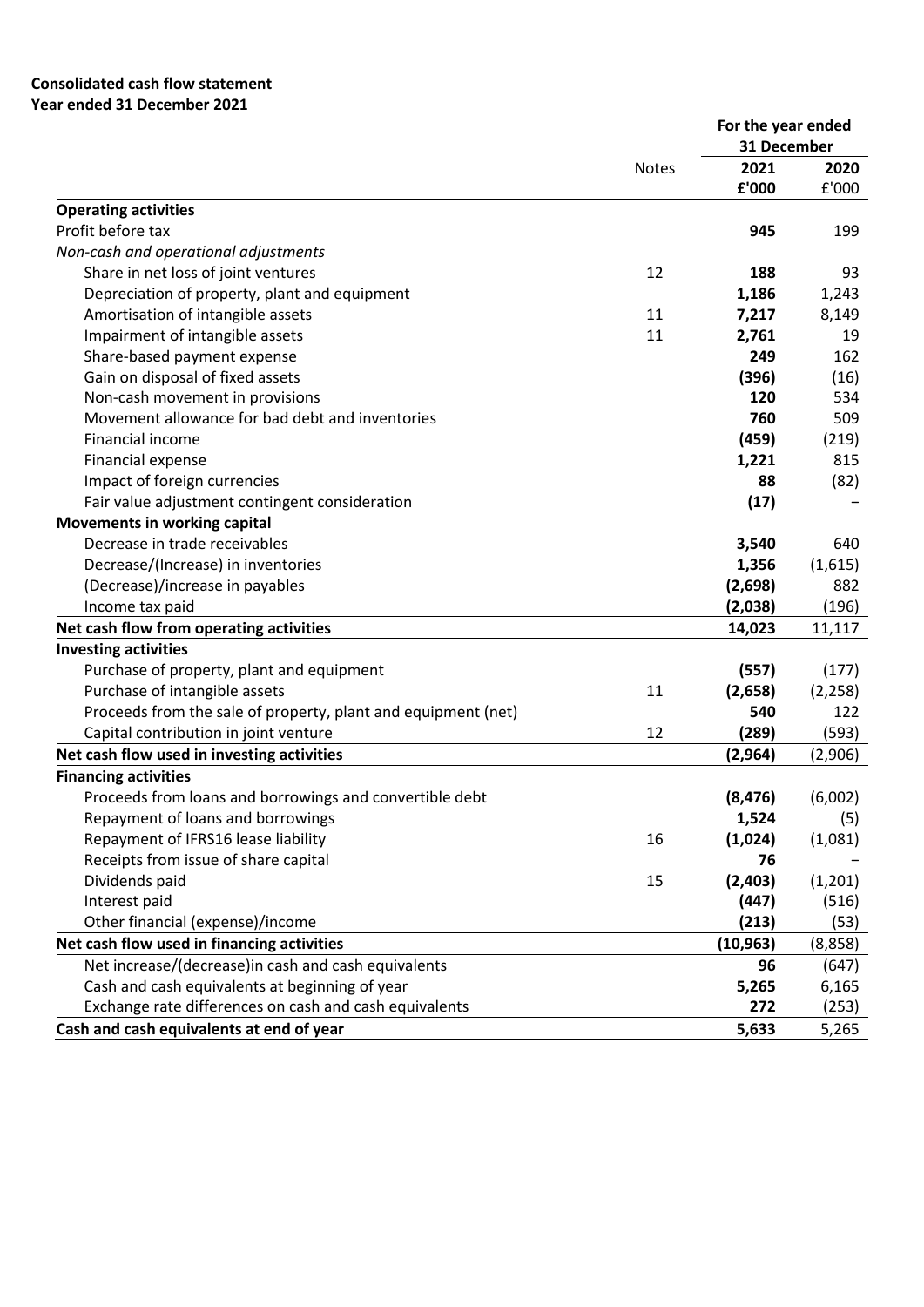**Consolidated cash flow statement**
**Year ended 31 December 2021**

| | Notes | For the year ended 31 December 2021 | |
|---|---|---|---|
| | | **2021** | **2020** |
| | | **£'000** | £'000 |
| **Operating activities** | | | |
| Profit before tax | | **945** | 199 |
| *Non-cash and operational adjustments* | | | |
| Share in net loss of joint ventures | 12 | **188** | 93 |
| Depreciation of property, plant and equipment | | **1,186** | 1,243 |
| Amortisation of intangible assets | 11 | **7,217** | 8,149 |
| Impairment of intangible assets | 11 | **2,761** | 19 |
| Share-based payment expense | | **249** | 162 |
| Gain on disposal of fixed assets | | **(396)** | (16) |
| Non-cash movement in provisions | | **120** | 534 |
| Movement allowance for bad debt and inventories | | **760** | 509 |
| Financial income | | **(459)** | (219) |
| Financial expense | | **1,221** | 815 |
| Impact of foreign currencies | | **88** | (82) |
| Fair value adjustment contingent consideration | | **(17)** | – |
| **Movements in working capital** | | | |
| Decrease in trade receivables | | **3,540** | 640 |
| Decrease/(Increase) in inventories | | **1,356** | (1,615) |
| (Decrease)/increase in payables | | **(2,698)** | 882 |
| Income tax paid | | **(2,038)** | (196) |
| **Net cash flow from operating activities** | | **14,023** | 11,117 |
| **Investing activities** | | | |
| Purchase of property, plant and equipment | | **(557)** | (177) |
| Purchase of intangible assets | 11 | **(2,658)** | (2,258) |
| Proceeds from the sale of property, plant and equipment (net) | | **540** | 122 |
| Capital contribution in joint venture | 12 | **(289)** | (593) |
| **Net cash flow used in investing activities** | | **(2,964)** | (2,906) |
| **Financing activities** | | | |
| Proceeds from loans and borrowings and convertible debt | | **(8,476)** | (6,002) |
| Repayment of loans and borrowings | | **1,524** | (5) |
| Repayment of IFRS16 lease liability | 16 | **(1,024)** | (1,081) |
| Receipts from issue of share capital | | **76** | – |
| Dividends paid | 15 | **(2,403)** | (1,201) |
| Interest paid | | **(447)** | (516) |
| Other financial (expense)/income | | **(213)** | (53) |
| **Net cash flow used in financing activities** | | **(10,963)** | (8,858) |
| Net increase/(decrease)in cash and cash equivalents | | **96** | (647) |
| Cash and cash equivalents at beginning of year | | **5,265** | 6,165 |
| Exchange rate differences on cash and cash equivalents | | **272** | (253) |
| **Cash and cash equivalents at end of year** | | **5,633** | 5,265 |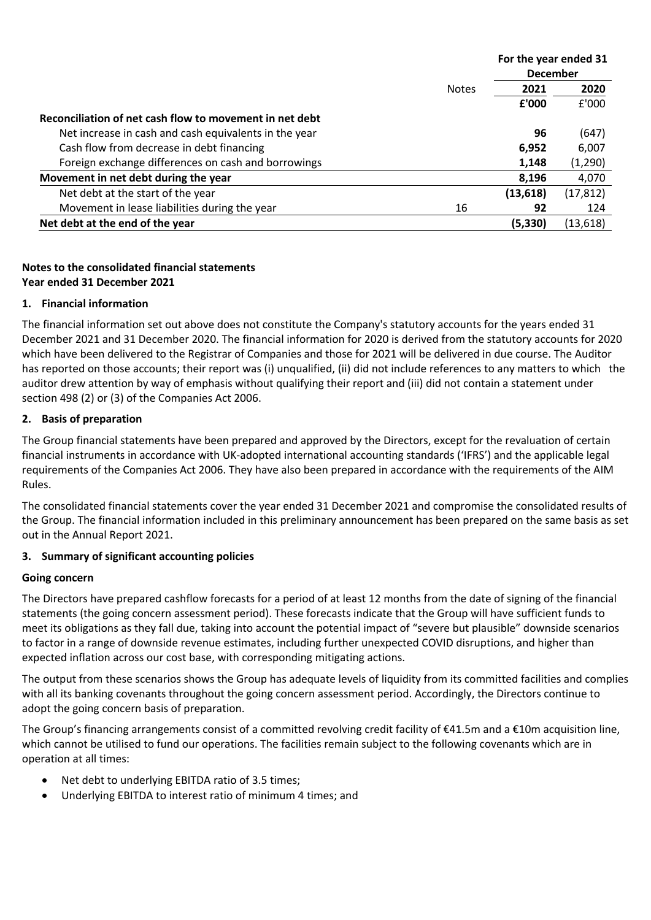| | Notes | For the year ended 31 December | |
|---|---|---|---|
| | | **2021** | **2020** |
| | | **£'000** | £'000 |
| **Reconciliation of net cash flow to movement in net debt** | | | |
| Net increase in cash and cash equivalents in the year | | **96** | (647) |
| Cash flow from decrease in debt financing | | **6,952** | 6,007 |
| Foreign exchange differences on cash and borrowings | | **1,148** | (1,290) |
| **Movement in net debt during the year** | | **8,196** | 4,070 |
| Net debt at the start of the year | | **(13,618)** | (17,812) |
| Movement in lease liabilities during the year | 16 | **92** | 124 |
| **Net debt at the end of the year** | | **(5,330)** | (13,618) |

**Notes to the consolidated financial statements**
**Year ended 31 December 2021**

### 1. Financial information

The financial information set out above does not constitute the Company's statutory accounts for the years ended 31 December 2021 and 31 December 2020. The financial information for 2020 is derived from the statutory accounts for 2020 which have been delivered to the Registrar of Companies and those for 2021 will be delivered in due course. The Auditor has reported on those accounts; their report was (i) unqualified, (ii) did not include references to any matters to which the auditor drew attention by way of emphasis without qualifying their report and (iii) did not contain a statement under section 498 (2) or (3) of the Companies Act 2006.

### 2. Basis of preparation

The Group financial statements have been prepared and approved by the Directors, except for the revaluation of certain financial instruments in accordance with UK-adopted international accounting standards ('IFRS') and the applicable legal requirements of the Companies Act 2006. They have also been prepared in accordance with the requirements of the AIM Rules.

The consolidated financial statements cover the year ended 31 December 2021 and compromise the consolidated results of the Group. The financial information included in this preliminary announcement has been prepared on the same basis as set out in the Annual Report 2021.

### 3. Summary of significant accounting policies

**Going concern**

The Directors have prepared cashflow forecasts for a period of at least 12 months from the date of signing of the financial statements (the going concern assessment period). These forecasts indicate that the Group will have sufficient funds to meet its obligations as they fall due, taking into account the potential impact of "severe but plausible" downside scenarios to factor in a range of downside revenue estimates, including further unexpected COVID disruptions, and higher than expected inflation across our cost base, with corresponding mitigating actions.

The output from these scenarios shows the Group has adequate levels of liquidity from its committed facilities and complies with all its banking covenants throughout the going concern assessment period. Accordingly, the Directors continue to adopt the going concern basis of preparation.

The Group's financing arrangements consist of a committed revolving credit facility of €41.5m and a €10m acquisition line, which cannot be utilised to fund our operations. The facilities remain subject to the following covenants which are in operation at all times:

- Net debt to underlying EBITDA ratio of 3.5 times;
- Underlying EBITDA to interest ratio of minimum 4 times; and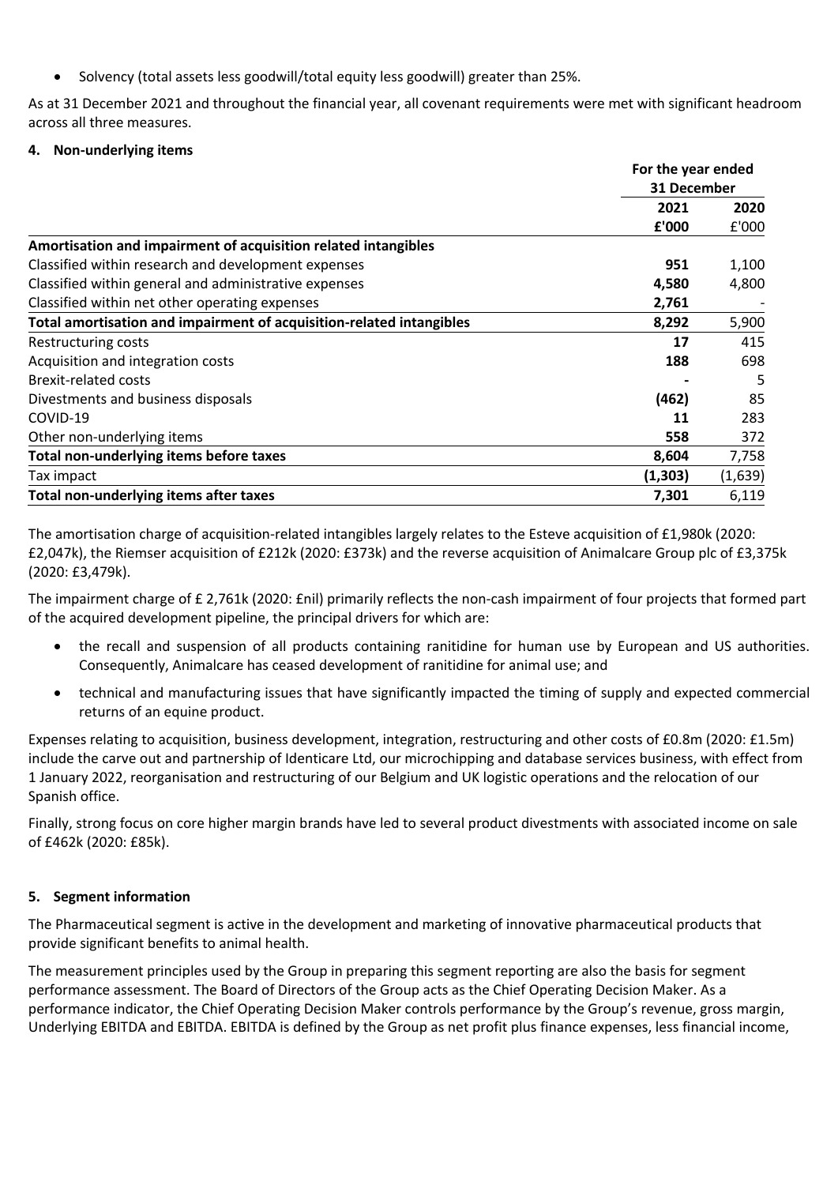- Solvency (total assets less goodwill/total equity less goodwill) greater than 25%.

As at 31 December 2021 and throughout the financial year, all covenant requirements were met with significant headroom across all three measures.

**4. Non-underlying items**

| | For the year ended 31 December | |
|---|---|---|
| | **2021** | 2020 |
| | **£'000** | £'000 |
| **Amortisation and impairment of acquisition related intangibles** | | |
| Classified within research and development expenses | **951** | 1,100 |
| Classified within general and administrative expenses | **4,580** | 4,800 |
| Classified within net other operating expenses | **2,761** | - |
| **Total amortisation and impairment of acquisition-related intangibles** | **8,292** | 5,900 |
| Restructuring costs | **17** | 415 |
| Acquisition and integration costs | **188** | 698 |
| Brexit-related costs | **-** | 5 |
| Divestments and business disposals | **(462)** | 85 |
| COVID-19 | **11** | 283 |
| Other non-underlying items | **558** | 372 |
| **Total non-underlying items before taxes** | **8,604** | 7,758 |
| Tax impact | **(1,303)** | (1,639) |
| **Total non-underlying items after taxes** | **7,301** | 6,119 |

The amortisation charge of acquisition-related intangibles largely relates to the Esteve acquisition of £1,980k (2020: £2,047k), the Riemser acquisition of £212k (2020: £373k) and the reverse acquisition of Animalcare Group plc of £3,375k (2020: £3,479k).

The impairment charge of £ 2,761k (2020: £nil) primarily reflects the non-cash impairment of four projects that formed part of the acquired development pipeline, the principal drivers for which are:

- the recall and suspension of all products containing ranitidine for human use by European and US authorities. Consequently, Animalcare has ceased development of ranitidine for animal use; and
- technical and manufacturing issues that have significantly impacted the timing of supply and expected commercial returns of an equine product.

Expenses relating to acquisition, business development, integration, restructuring and other costs of £0.8m (2020: £1.5m) include the carve out and partnership of Identicare Ltd, our microchipping and database services business, with effect from 1 January 2022, reorganisation and restructuring of our Belgium and UK logistic operations and the relocation of our Spanish office.

Finally, strong focus on core higher margin brands have led to several product divestments with associated income on sale of £462k (2020: £85k).

**5. Segment information**

The Pharmaceutical segment is active in the development and marketing of innovative pharmaceutical products that provide significant benefits to animal health.

The measurement principles used by the Group in preparing this segment reporting are also the basis for segment performance assessment. The Board of Directors of the Group acts as the Chief Operating Decision Maker. As a performance indicator, the Chief Operating Decision Maker controls performance by the Group's revenue, gross margin, Underlying EBITDA and EBITDA. EBITDA is defined by the Group as net profit plus finance expenses, less financial income,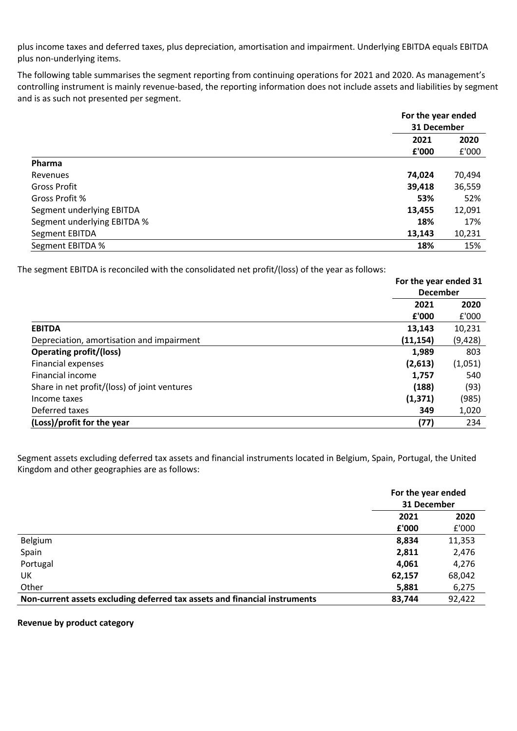plus income taxes and deferred taxes, plus depreciation, amortisation and impairment. Underlying EBITDA equals EBITDA plus non-underlying items.

The following table summarises the segment reporting from continuing operations for 2021 and 2020. As management's controlling instrument is mainly revenue-based, the reporting information does not include assets and liabilities by segment and is as such not presented per segment.

| | For the year ended 31 December | |
|---|---|---|
| | **2021** | **2020** |
| | **£'000** | £'000 |
| **Pharma** | | |
| Revenues | **74,024** | 70,494 |
| Gross Profit | **39,418** | 36,559 |
| Gross Profit % | **53%** | 52% |
| Segment underlying EBITDA | **13,455** | 12,091 |
| Segment underlying EBITDA % | **18%** | 17% |
| Segment EBITDA | **13,143** | 10,231 |
| Segment EBITDA % | **18%** | 15% |

The segment EBITDA is reconciled with the consolidated net profit/(loss) of the year as follows:

| | For the year ended 31 December | |
|---|---|---|
| | **2021** | **2020** |
| | **£'000** | £'000 |
| **EBITDA** | **13,143** | 10,231 |
| Depreciation, amortisation and impairment | **(11,154)** | (9,428) |
| **Operating profit/(loss)** | **1,989** | 803 |
| Financial expenses | **(2,613)** | (1,051) |
| Financial income | **1,757** | 540 |
| Share in net profit/(loss) of joint ventures | **(188)** | (93) |
| Income taxes | **(1,371)** | (985) |
| Deferred taxes | **349** | 1,020 |
| **(Loss)/profit for the year** | **(77)** | 234 |

Segment assets excluding deferred tax assets and financial instruments located in Belgium, Spain, Portugal, the United Kingdom and other geographies are as follows:

| | For the year ended 31 December | |
|---|---|---|
| | **2021** | **2020** |
| | **£'000** | £'000 |
| Belgium | **8,834** | 11,353 |
| Spain | **2,811** | 2,476 |
| Portugal | **4,061** | 4,276 |
| UK | **62,157** | 68,042 |
| Other | **5,881** | 6,275 |
| **Non-current assets excluding deferred tax assets and financial instruments** | **83,744** | 92,422 |

**Revenue by product category**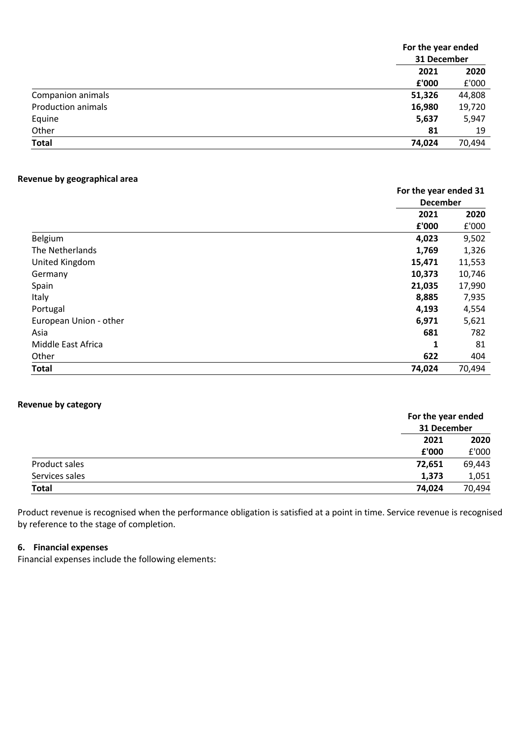| | For the year ended 31 December | |
|---|---|---|
| | **2021** | **2020** |
| | **£'000** | £'000 |
| Companion animals | **51,326** | 44,808 |
| Production animals | **16,980** | 19,720 |
| Equine | **5,637** | 5,947 |
| Other | **81** | 19 |
| **Total** | **74,024** | 70,494 |

**Revenue by geographical area**

| | For the year ended 31 December | |
|---|---|---|
| | **2021** | **2020** |
| | **£'000** | £'000 |
| Belgium | **4,023** | 9,502 |
| The Netherlands | **1,769** | 1,326 |
| United Kingdom | **15,471** | 11,553 |
| Germany | **10,373** | 10,746 |
| Spain | **21,035** | 17,990 |
| Italy | **8,885** | 7,935 |
| Portugal | **4,193** | 4,554 |
| European Union - other | **6,971** | 5,621 |
| Asia | **681** | 782 |
| Middle East Africa | **1** | 81 |
| Other | **622** | 404 |
| **Total** | **74,024** | 70,494 |

**Revenue by category**

| | For the year ended 31 December | |
|---|---|---|
| | **2021** | **2020** |
| | **£'000** | £'000 |
| Product sales | **72,651** | 69,443 |
| Services sales | **1,373** | 1,051 |
| **Total** | **74,024** | 70,494 |

Product revenue is recognised when the performance obligation is satisfied at a point in time. Service revenue is recognised by reference to the stage of completion.

### 6. Financial expenses

Financial expenses include the following elements: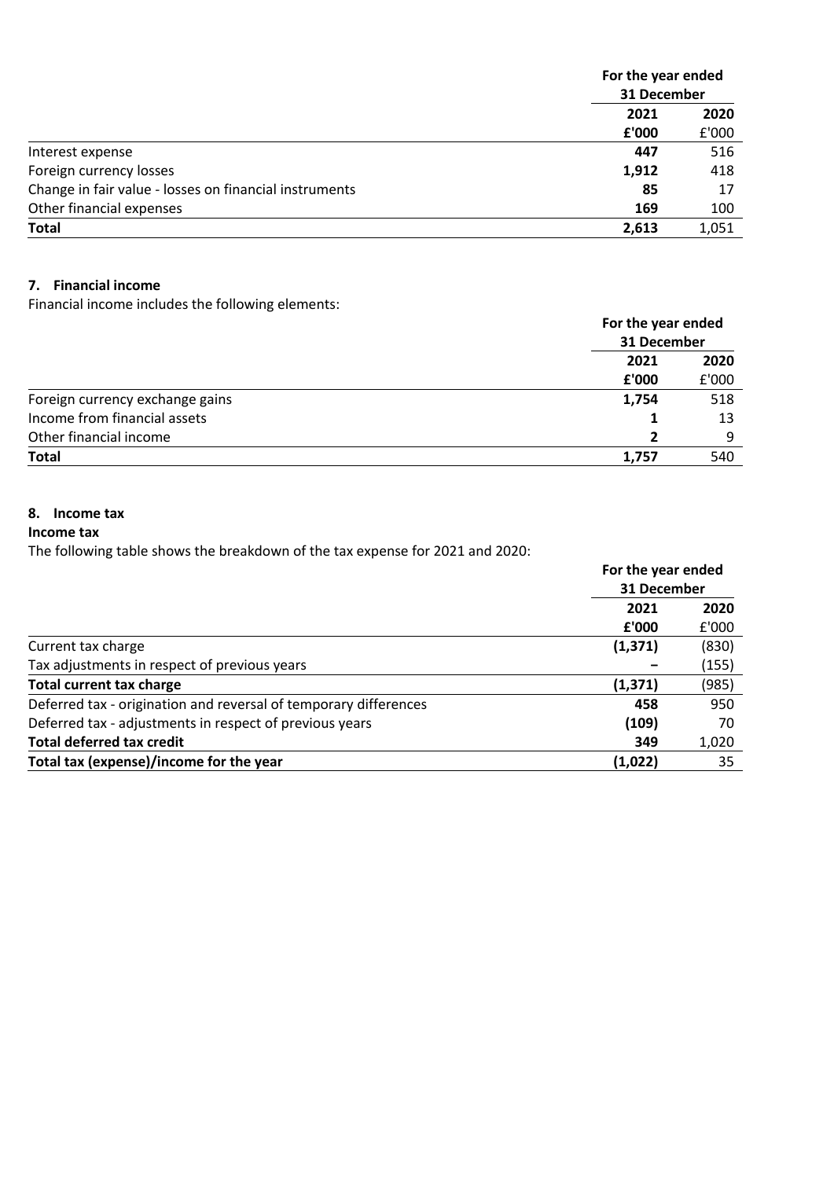| | For the year ended 31 December | |
|---|---|---|
| | **2021** | **2020** |
| | **£'000** | £'000 |
| Interest expense | **447** | 516 |
| Foreign currency losses | **1,912** | 418 |
| Change in fair value - losses on financial instruments | **85** | 17 |
| Other financial expenses | **169** | 100 |
| **Total** | **2,613** | 1,051 |

## 7. Financial income

Financial income includes the following elements:

| | For the year ended 31 December | |
|---|---|---|
| | **2021** | **2020** |
| | **£'000** | £'000 |
| Foreign currency exchange gains | **1,754** | 518 |
| Income from financial assets | **1** | 13 |
| Other financial income | **2** | 9 |
| **Total** | **1,757** | 540 |

## 8. Income tax

**Income tax**

The following table shows the breakdown of the tax expense for 2021 and 2020:

| | For the year ended 31 December | |
|---|---|---|
| | **2021** | **2020** |
| | **£'000** | £'000 |
| Current tax charge | **(1,371)** | (830) |
| Tax adjustments in respect of previous years | **–** | (155) |
| **Total current tax charge** | **(1,371)** | (985) |
| Deferred tax - origination and reversal of temporary differences | **458** | 950 |
| Deferred tax - adjustments in respect of previous years | **(109)** | 70 |
| **Total deferred tax credit** | **349** | 1,020 |
| **Total tax (expense)/income for the year** | **(1,022)** | 35 |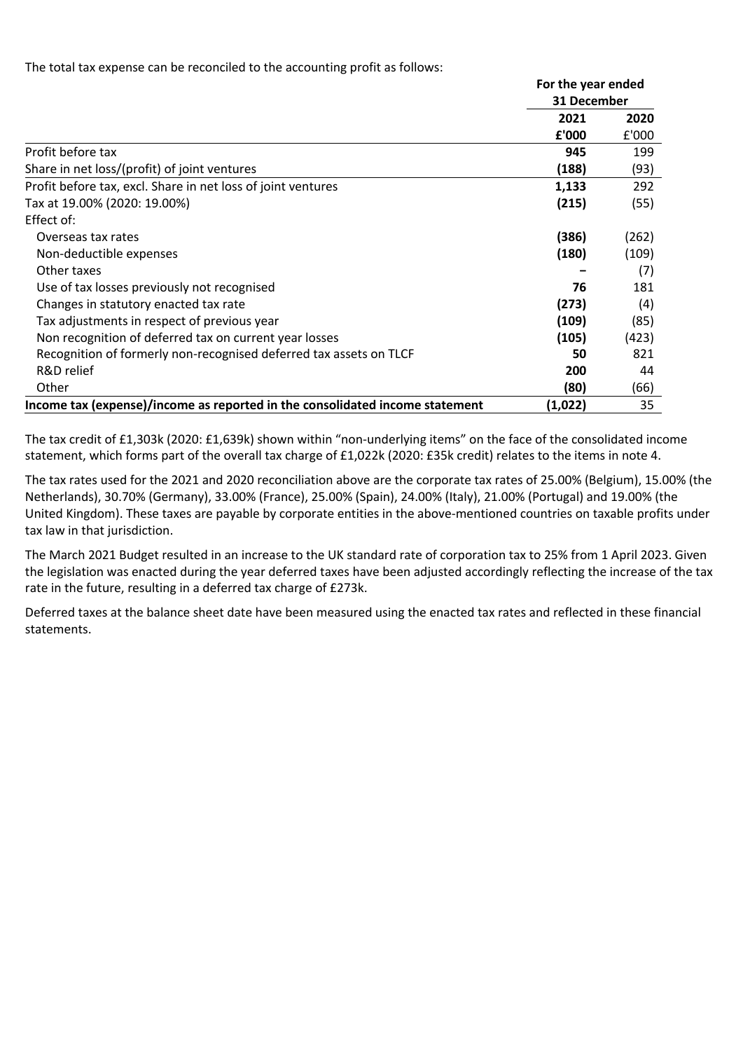The total tax expense can be reconciled to the accounting profit as follows:

| | For the year ended 31 December | |
|---|---|---|
| | **2021** | 2020 |
| | **£'000** | £'000 |
| Profit before tax | **945** | 199 |
| Share in net loss/(profit) of joint ventures | **(188)** | (93) |
| Profit before tax, excl. Share in net loss of joint ventures | **1,133** | 292 |
| Tax at 19.00% (2020: 19.00%) | **(215)** | (55) |
| Effect of: | | |
| Overseas tax rates | **(386)** | (262) |
| Non-deductible expenses | **(180)** | (109) |
| Other taxes | **–** | (7) |
| Use of tax losses previously not recognised | **76** | 181 |
| Changes in statutory enacted tax rate | **(273)** | (4) |
| Tax adjustments in respect of previous year | **(109)** | (85) |
| Non recognition of deferred tax on current year losses | **(105)** | (423) |
| Recognition of formerly non-recognised deferred tax assets on TLCF | **50** | 821 |
| R&D relief | **200** | 44 |
| Other | **(80)** | (66) |
| **Income tax (expense)/income as reported in the consolidated income statement** | **(1,022)** | 35 |

The tax credit of £1,303k (2020: £1,639k) shown within "non-underlying items" on the face of the consolidated income statement, which forms part of the overall tax charge of £1,022k (2020: £35k credit) relates to the items in note 4.

The tax rates used for the 2021 and 2020 reconciliation above are the corporate tax rates of 25.00% (Belgium), 15.00% (the Netherlands), 30.70% (Germany), 33.00% (France), 25.00% (Spain), 24.00% (Italy), 21.00% (Portugal) and 19.00% (the United Kingdom). These taxes are payable by corporate entities in the above-mentioned countries on taxable profits under tax law in that jurisdiction.

The March 2021 Budget resulted in an increase to the UK standard rate of corporation tax to 25% from 1 April 2023. Given the legislation was enacted during the year deferred taxes have been adjusted accordingly reflecting the increase of the tax rate in the future, resulting in a deferred tax charge of £273k.

Deferred taxes at the balance sheet date have been measured using the enacted tax rates and reflected in these financial statements.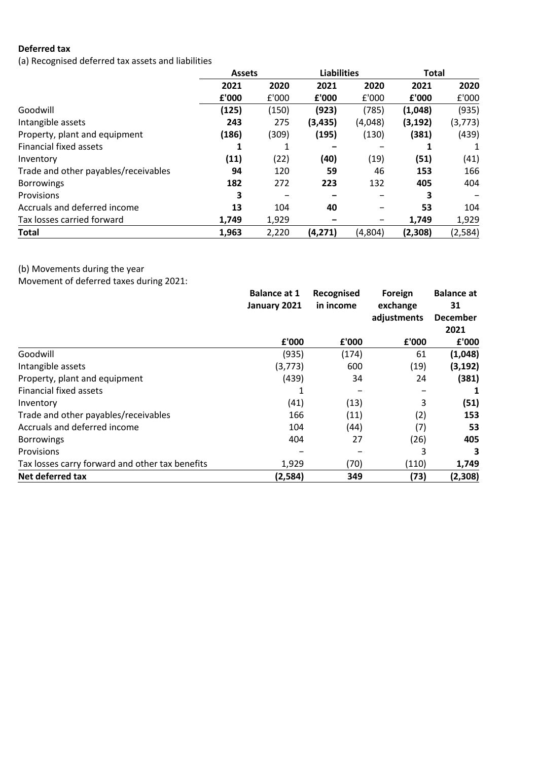**Deferred tax**

(a) Recognised deferred tax assets and liabilities

| | Assets | | Liabilities | | Total | |
|---|---|---|---|---|---|---|
| | **2021** | 2020 | **2021** | 2020 | **2021** | 2020 |
| | **£'000** | £'000 | **£'000** | £'000 | **£'000** | £'000 |
| Goodwill | **(125)** | (150) | **(923)** | (785) | **(1,048)** | (935) |
| Intangible assets | **243** | 275 | **(3,435)** | (4,048) | **(3,192)** | (3,773) |
| Property, plant and equipment | **(186)** | (309) | **(195)** | (130) | **(381)** | (439) |
| Financial fixed assets | **1** | 1 | **–** | – | **1** | 1 |
| Inventory | **(11)** | (22) | **(40)** | (19) | **(51)** | (41) |
| Trade and other payables/receivables | **94** | 120 | **59** | 46 | **153** | 166 |
| Borrowings | **182** | 272 | **223** | 132 | **405** | 404 |
| Provisions | **3** | – | **–** | – | **3** | – |
| Accruals and deferred income | **13** | 104 | **40** | – | **53** | 104 |
| Tax losses carried forward | **1,749** | 1,929 | **–** | – | **1,749** | 1,929 |
| **Total** | **1,963** | 2,220 | **(4,271)** | (4,804) | **(2,308)** | (2,584) |

(b) Movements during the year

Movement of deferred taxes during 2021:

| | Balance at 1 January 2021 | Recognised in income | Foreign exchange adjustments | Balance at 31 December 2021 |
|---|---|---|---|---|
| | £'000 | £'000 | £'000 | £'000 |
| Goodwill | (935) | (174) | 61 | **(1,048)** |
| Intangible assets | (3,773) | 600 | (19) | **(3,192)** |
| Property, plant and equipment | (439) | 34 | 24 | **(381)** |
| Financial fixed assets | 1 | – | – | **1** |
| Inventory | (41) | (13) | 3 | **(51)** |
| Trade and other payables/receivables | 166 | (11) | (2) | **153** |
| Accruals and deferred income | 104 | (44) | (7) | **53** |
| Borrowings | 404 | 27 | (26) | **405** |
| Provisions | – | – | 3 | **3** |
| Tax losses carry forward and other tax benefits | 1,929 | (70) | (110) | **1,749** |
| **Net deferred tax** | **(2,584)** | **349** | **(73)** | **(2,308)** |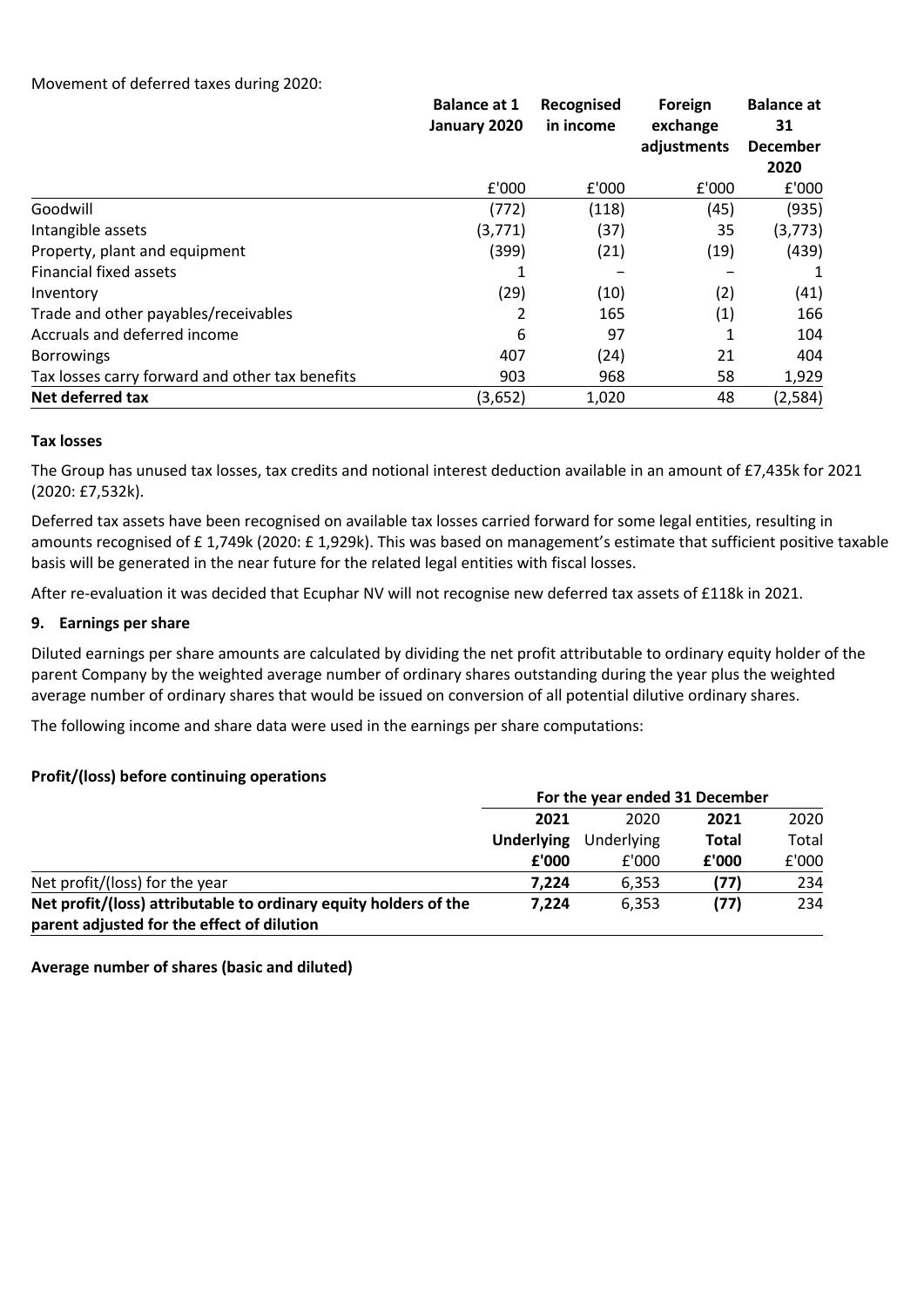Movement of deferred taxes during 2020:

| | Balance at 1 January 2020 | Recognised in income | Foreign exchange adjustments | Balance at 31 December 2020 |
|---|---|---|---|---|
| | £'000 | £'000 | £'000 | £'000 |
| Goodwill | (772) | (118) | (45) | (935) |
| Intangible assets | (3,771) | (37) | 35 | (3,773) |
| Property, plant and equipment | (399) | (21) | (19) | (439) |
| Financial fixed assets | 1 | – | – | 1 |
| Inventory | (29) | (10) | (2) | (41) |
| Trade and other payables/receivables | 2 | 165 | (1) | 166 |
| Accruals and deferred income | 6 | 97 | 1 | 104 |
| Borrowings | 407 | (24) | 21 | 404 |
| Tax losses carry forward and other tax benefits | 903 | 968 | 58 | 1,929 |
| **Net deferred tax** | (3,652) | 1,020 | 48 | (2,584) |

**Tax losses**

The Group has unused tax losses, tax credits and notional interest deduction available in an amount of £7,435k for 2021 (2020: £7,532k).

Deferred tax assets have been recognised on available tax losses carried forward for some legal entities, resulting in amounts recognised of £ 1,749k (2020: £ 1,929k). This was based on management's estimate that sufficient positive taxable basis will be generated in the near future for the related legal entities with fiscal losses.

After re-evaluation it was decided that Ecuphar NV will not recognise new deferred tax assets of £118k in 2021.

## 9. Earnings per share

Diluted earnings per share amounts are calculated by dividing the net profit attributable to ordinary equity holder of the parent Company by the weighted average number of ordinary shares outstanding during the year plus the weighted average number of ordinary shares that would be issued on conversion of all potential dilutive ordinary shares.

The following income and share data were used in the earnings per share computations:

**Profit/(loss) before continuing operations**

| | For the year ended 31 December | | | |
|---|---|---|---|---|
| | **2021** | 2020 | **2021** | 2020 |
| | **Underlying** | Underlying | **Total** | Total |
| | **£'000** | £'000 | **£'000** | £'000 |
| Net profit/(loss) for the year | **7,224** | 6,353 | **(77)** | 234 |
| **Net profit/(loss) attributable to ordinary equity holders of the parent adjusted for the effect of dilution** | **7,224** | 6,353 | **(77)** | 234 |

**Average number of shares (basic and diluted)**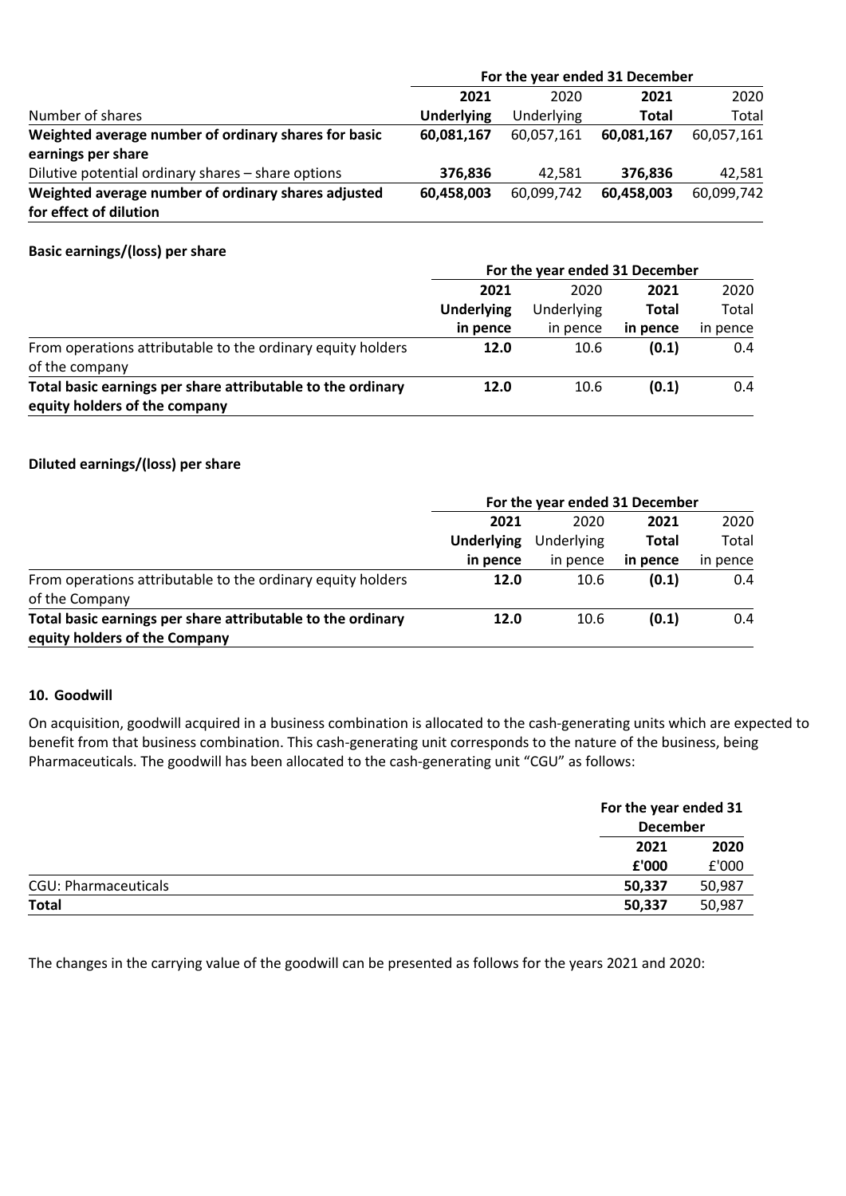| Number of shares | For the year ended 31 December | | | |
|---|---|---|---|---|
| | **2021** | 2020 | **2021** | 2020 |
| | **Underlying** | Underlying | **Total** | Total |
| **Weighted average number of ordinary shares for basic earnings per share** | **60,081,167** | 60,057,161 | **60,081,167** | 60,057,161 |
| Dilutive potential ordinary shares – share options | **376,836** | 42,581 | **376,836** | 42,581 |
| **Weighted average number of ordinary shares adjusted for effect of dilution** | **60,458,003** | 60,099,742 | **60,458,003** | 60,099,742 |

**Basic earnings/(loss) per share**

| | For the year ended 31 December | | | |
|---|---|---|---|---|
| | **2021** | 2020 | **2021** | 2020 |
| | **Underlying** | Underlying | **Total** | Total |
| | **in pence** | in pence | **in pence** | in pence |
| From operations attributable to the ordinary equity holders of the company | **12.0** | 10.6 | **(0.1)** | 0.4 |
| **Total basic earnings per share attributable to the ordinary equity holders of the company** | **12.0** | 10.6 | **(0.1)** | 0.4 |

**Diluted earnings/(loss) per share**

| | For the year ended 31 December | | | |
|---|---|---|---|---|
| | **2021** | 2020 | **2021** | 2020 |
| | **Underlying** | Underlying | **Total** | Total |
| | **in pence** | in pence | **in pence** | in pence |
| From operations attributable to the ordinary equity holders of the Company | **12.0** | 10.6 | **(0.1)** | 0.4 |
| **Total basic earnings per share attributable to the ordinary equity holders of the Company** | **12.0** | 10.6 | **(0.1)** | 0.4 |

**10. Goodwill**

On acquisition, goodwill acquired in a business combination is allocated to the cash-generating units which are expected to benefit from that business combination. This cash-generating unit corresponds to the nature of the business, being Pharmaceuticals. The goodwill has been allocated to the cash-generating unit "CGU" as follows:

| | For the year ended 31 December | |
|---|---|---|
| | **2021** | **2020** |
| | **£'000** | £'000 |
| CGU: Pharmaceuticals | **50,337** | 50,987 |
| **Total** | **50,337** | 50,987 |

The changes in the carrying value of the goodwill can be presented as follows for the years 2021 and 2020: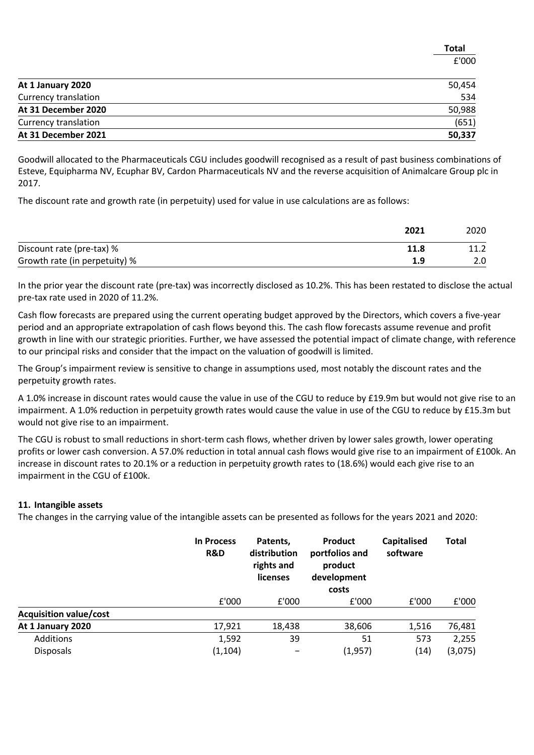| | Total |
|---|---|
| | £'000 |
| **At 1 January 2020** | 50,454 |
| Currency translation | 534 |
| **At 31 December 2020** | 50,988 |
| Currency translation | (651) |
| **At 31 December 2021** | **50,337** |

Goodwill allocated to the Pharmaceuticals CGU includes goodwill recognised as a result of past business combinations of Esteve, Equipharma NV, Ecuphar BV, Cardon Pharmaceuticals NV and the reverse acquisition of Animalcare Group plc in 2017.

The discount rate and growth rate (in perpetuity) used for value in use calculations are as follows:

| | 2021 | 2020 |
|---|---|---|
| Discount rate (pre-tax) % | **11.8** | 11.2 |
| Growth rate (in perpetuity) % | **1.9** | 2.0 |

In the prior year the discount rate (pre-tax) was incorrectly disclosed as 10.2%. This has been restated to disclose the actual pre-tax rate used in 2020 of 11.2%.

Cash flow forecasts are prepared using the current operating budget approved by the Directors, which covers a five-year period and an appropriate extrapolation of cash flows beyond this. The cash flow forecasts assume revenue and profit growth in line with our strategic priorities. Further, we have assessed the potential impact of climate change, with reference to our principal risks and consider that the impact on the valuation of goodwill is limited.

The Group's impairment review is sensitive to change in assumptions used, most notably the discount rates and the perpetuity growth rates.

A 1.0% increase in discount rates would cause the value in use of the CGU to reduce by £19.9m but would not give rise to an impairment. A 1.0% reduction in perpetuity growth rates would cause the value in use of the CGU to reduce by £15.3m but would not give rise to an impairment.

The CGU is robust to small reductions in short-term cash flows, whether driven by lower sales growth, lower operating profits or lower cash conversion. A 57.0% reduction in total annual cash flows would give rise to an impairment of £100k. An increase in discount rates to 20.1% or a reduction in perpetuity growth rates to (18.6%) would each give rise to an impairment in the CGU of £100k.

**11. Intangible assets**

The changes in the carrying value of the intangible assets can be presented as follows for the years 2021 and 2020:

| | In Process R&D | Patents, distribution rights and licenses | Product portfolios and product development costs | Capitalised software | Total |
|---|---|---|---|---|---|
| | £'000 | £'000 | £'000 | £'000 | £'000 |
| **Acquisition value/cost** | | | | | |
| **At 1 January 2020** | 17,921 | 18,438 | 38,606 | 1,516 | 76,481 |
| Additions | 1,592 | 39 | 51 | 573 | 2,255 |
| Disposals | (1,104) | – | (1,957) | (14) | (3,075) |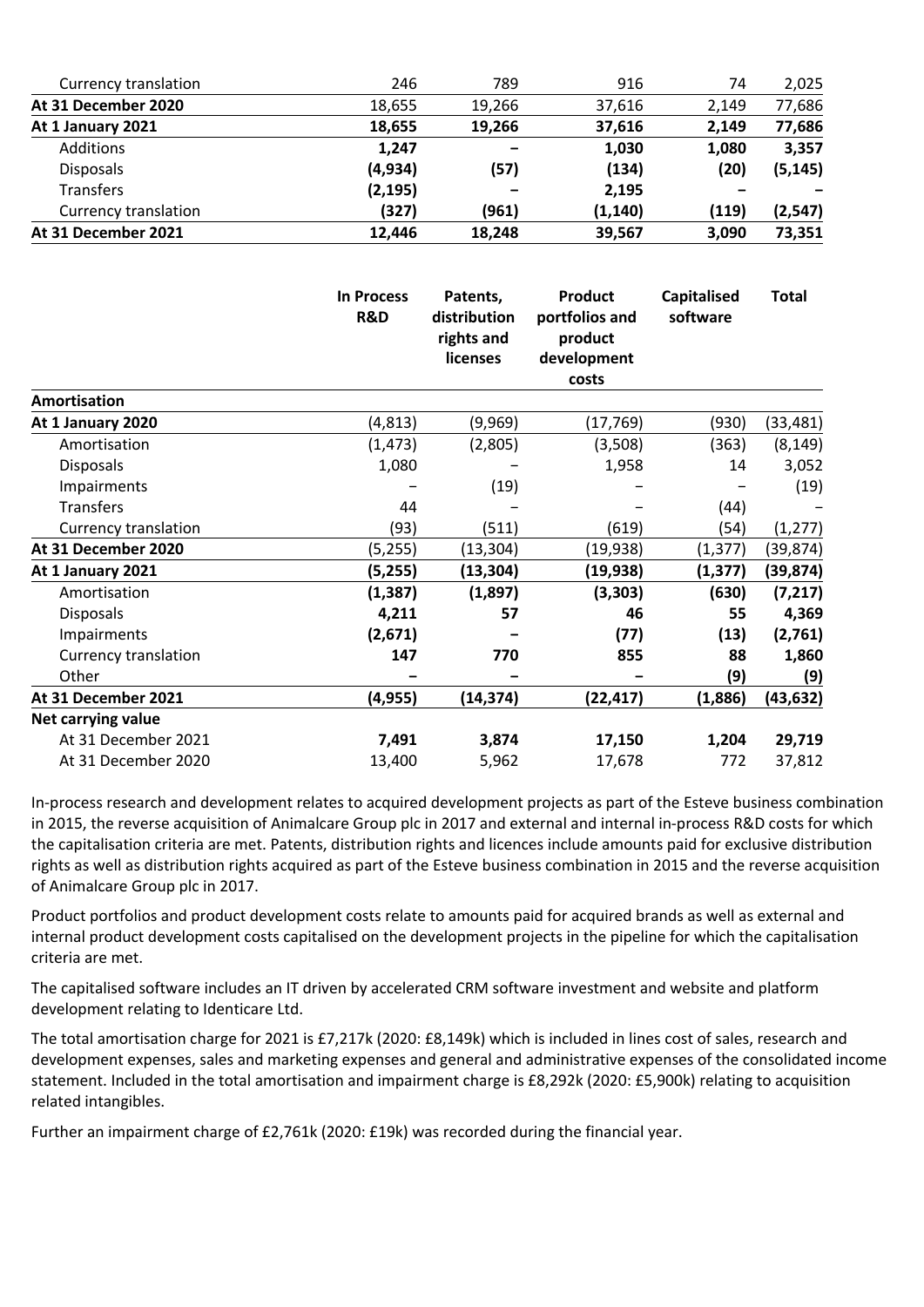| | | | | | |
|---|---|---|---|---|---|
| Currency translation | 246 | 789 | 916 | 74 | 2,025 |
| **At 31 December 2020** | 18,655 | 19,266 | 37,616 | 2,149 | 77,686 |
| **At 1 January 2021** | **18,655** | **19,266** | **37,616** | **2,149** | **77,686** |
| Additions | **1,247** | **–** | **1,030** | **1,080** | **3,357** |
| Disposals | **(4,934)** | **(57)** | **(134)** | **(20)** | **(5,145)** |
| Transfers | **(2,195)** | **–** | **2,195** | **–** | **–** |
| Currency translation | **(327)** | **(961)** | **(1,140)** | **(119)** | **(2,547)** |
| **At 31 December 2021** | **12,446** | **18,248** | **39,567** | **3,090** | **73,351** |

| | In Process R&D | Patents, distribution rights and licenses | Product portfolios and product development costs | Capitalised software | Total |
|---|---|---|---|---|---|
| **Amortisation** | | | | | |
| **At 1 January 2020** | (4,813) | (9,969) | (17,769) | (930) | (33,481) |
| Amortisation | (1,473) | (2,805) | (3,508) | (363) | (8,149) |
| Disposals | 1,080 | – | 1,958 | 14 | 3,052 |
| Impairments | – | (19) | – | – | (19) |
| Transfers | 44 | – | – | (44) | – |
| Currency translation | (93) | (511) | (619) | (54) | (1,277) |
| **At 31 December 2020** | (5,255) | (13,304) | (19,938) | (1,377) | (39,874) |
| **At 1 January 2021** | **(5,255)** | **(13,304)** | **(19,938)** | **(1,377)** | **(39,874)** |
| Amortisation | **(1,387)** | **(1,897)** | **(3,303)** | **(630)** | **(7,217)** |
| Disposals | **4,211** | **57** | **46** | **55** | **4,369** |
| Impairments | **(2,671)** | **–** | **(77)** | **(13)** | **(2,761)** |
| Currency translation | **147** | **770** | **855** | **88** | **1,860** |
| Other | **–** | **–** | **–** | **(9)** | **(9)** |
| **At 31 December 2021** | **(4,955)** | **(14,374)** | **(22,417)** | **(1,886)** | **(43,632)** |
| **Net carrying value** | | | | | |
| At 31 December 2021 | **7,491** | **3,874** | **17,150** | **1,204** | **29,719** |
| At 31 December 2020 | 13,400 | 5,962 | 17,678 | 772 | 37,812 |

In-process research and development relates to acquired development projects as part of the Esteve business combination in 2015, the reverse acquisition of Animalcare Group plc in 2017 and external and internal in-process R&D costs for which the capitalisation criteria are met. Patents, distribution rights and licences include amounts paid for exclusive distribution rights as well as distribution rights acquired as part of the Esteve business combination in 2015 and the reverse acquisition of Animalcare Group plc in 2017.

Product portfolios and product development costs relate to amounts paid for acquired brands as well as external and internal product development costs capitalised on the development projects in the pipeline for which the capitalisation criteria are met.

The capitalised software includes an IT driven by accelerated CRM software investment and website and platform development relating to Identicare Ltd.

The total amortisation charge for 2021 is £7,217k (2020: £8,149k) which is included in lines cost of sales, research and development expenses, sales and marketing expenses and general and administrative expenses of the consolidated income statement. Included in the total amortisation and impairment charge is £8,292k (2020: £5,900k) relating to acquisition related intangibles.

Further an impairment charge of £2,761k (2020: £19k) was recorded during the financial year.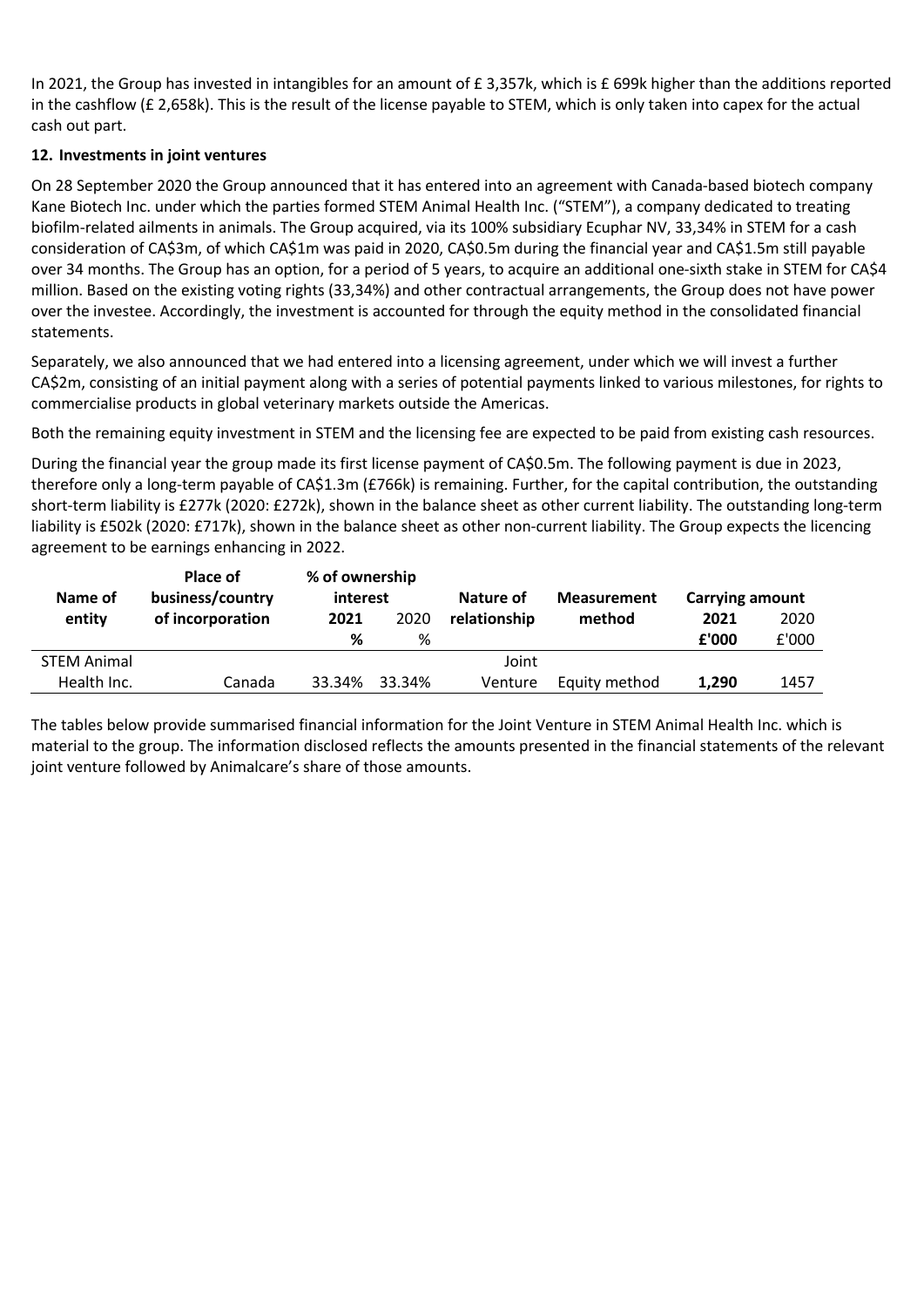In 2021, the Group has invested in intangibles for an amount of £ 3,357k, which is £ 699k higher than the additions reported in the cashflow (£ 2,658k). This is the result of the license payable to STEM, which is only taken into capex for the actual cash out part.

**12. Investments in joint ventures**

On 28 September 2020 the Group announced that it has entered into an agreement with Canada-based biotech company Kane Biotech Inc. under which the parties formed STEM Animal Health Inc. ("STEM"), a company dedicated to treating biofilm-related ailments in animals. The Group acquired, via its 100% subsidiary Ecuphar NV, 33,34% in STEM for a cash consideration of CA$3m, of which CA$1m was paid in 2020, CA$0.5m during the financial year and CA$1.5m still payable over 34 months. The Group has an option, for a period of 5 years, to acquire an additional one-sixth stake in STEM for CA$4 million. Based on the existing voting rights (33,34%) and other contractual arrangements, the Group does not have power over the investee. Accordingly, the investment is accounted for through the equity method in the consolidated financial statements.

Separately, we also announced that we had entered into a licensing agreement, under which we will invest a further CA$2m, consisting of an initial payment along with a series of potential payments linked to various milestones, for rights to commercialise products in global veterinary markets outside the Americas.

Both the remaining equity investment in STEM and the licensing fee are expected to be paid from existing cash resources.

During the financial year the group made its first license payment of CA$0.5m. The following payment is due in 2023, therefore only a long-term payable of CA$1.3m (£766k) is remaining. Further, for the capital contribution, the outstanding short-term liability is £277k (2020: £272k), shown in the balance sheet as other current liability. The outstanding long-term liability is £502k (2020: £717k), shown in the balance sheet as other non-current liability. The Group expects the licencing agreement to be earnings enhancing in 2022.

| Name of entity | Place of business/country of incorporation | % of ownership interest | | Nature of relationship | Measurement method | Carrying amount | |
|---|---|---|---|---|---|---|---|
| | | **2021** | 2020 | | | **2021** | 2020 |
| | | **%** | % | | | **£'000** | £'000 |
| STEM Animal Health Inc. | Canada | 33.34% | 33.34% | Joint Venture | Equity method | **1,290** | 1457 |

The tables below provide summarised financial information for the Joint Venture in STEM Animal Health Inc. which is material to the group. The information disclosed reflects the amounts presented in the financial statements of the relevant joint venture followed by Animalcare's share of those amounts.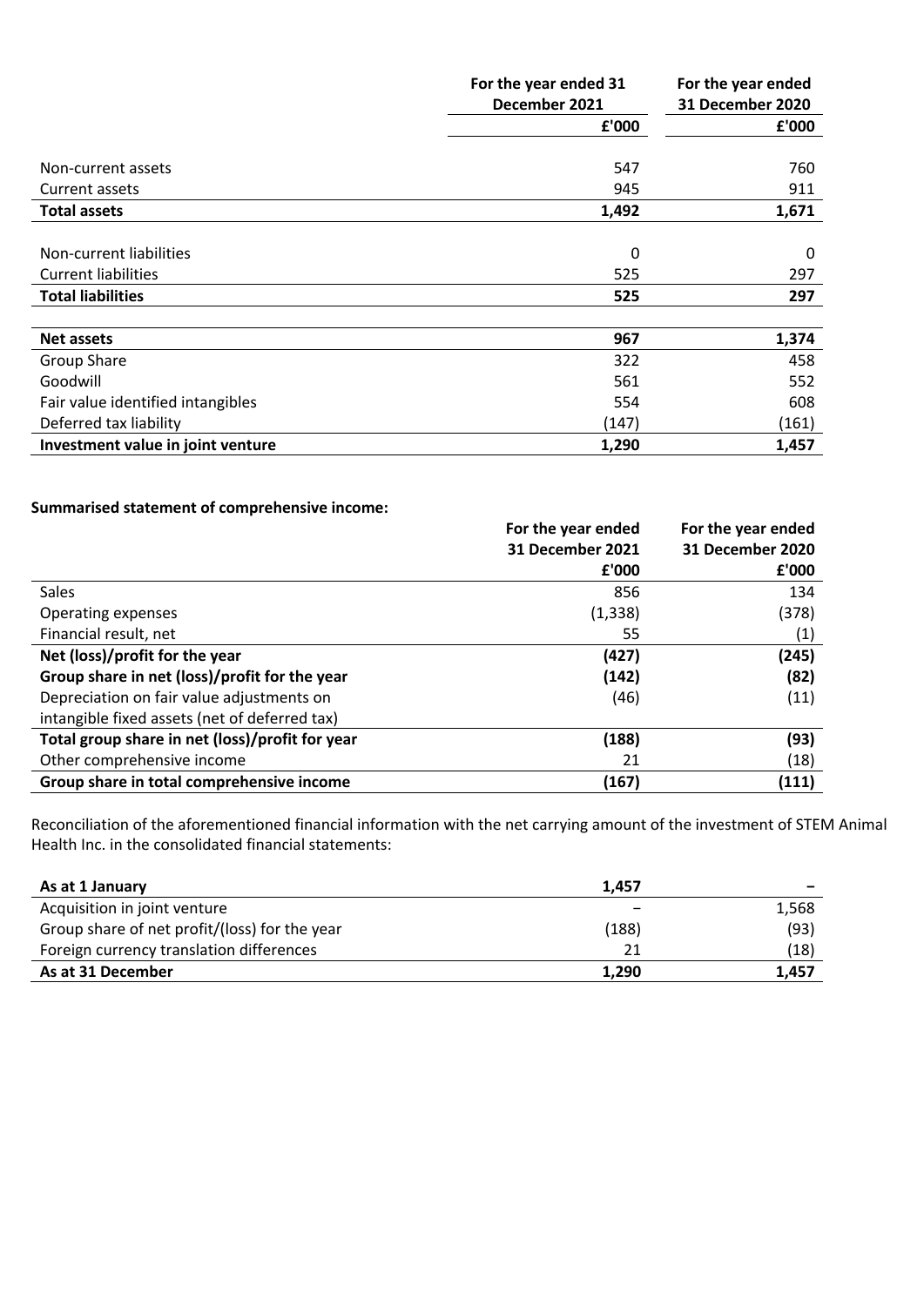| | For the year ended 31 December 2021 | For the year ended 31 December 2020 |
|---|---|---|
| | £'000 | £'000 |
| Non-current assets | 547 | 760 |
| Current assets | 945 | 911 |
| **Total assets** | **1,492** | **1,671** |
| Non-current liabilities | 0 | 0 |
| Current liabilities | 525 | 297 |
| **Total liabilities** | **525** | **297** |
| **Net assets** | **967** | **1,374** |
| Group Share | 322 | 458 |
| Goodwill | 561 | 552 |
| Fair value identified intangibles | 554 | 608 |
| Deferred tax liability | (147) | (161) |
| **Investment value in joint venture** | **1,290** | **1,457** |

**Summarised statement of comprehensive income:**

| | For the year ended 31 December 2021 | For the year ended 31 December 2020 |
|---|---|---|
| | £'000 | £'000 |
| Sales | 856 | 134 |
| Operating expenses | (1,338) | (378) |
| Financial result, net | 55 | (1) |
| **Net (loss)/profit for the year** | **(427)** | **(245)** |
| **Group share in net (loss)/profit for the year** | **(142)** | **(82)** |
| Depreciation on fair value adjustments on intangible fixed assets (net of deferred tax) | (46) | (11) |
| **Total group share in net (loss)/profit for year** | **(188)** | **(93)** |
| Other comprehensive income | 21 | (18) |
| **Group share in total comprehensive income** | **(167)** | **(111)** |

Reconciliation of the aforementioned financial information with the net carrying amount of the investment of STEM Animal Health Inc. in the consolidated financial statements:

| | | |
|---|---|---|
| **As at 1 January** | **1,457** | **–** |
| Acquisition in joint venture | – | 1,568 |
| Group share of net profit/(loss) for the year | (188) | (93) |
| Foreign currency translation differences | 21 | (18) |
| **As at 31 December** | **1,290** | **1,457** |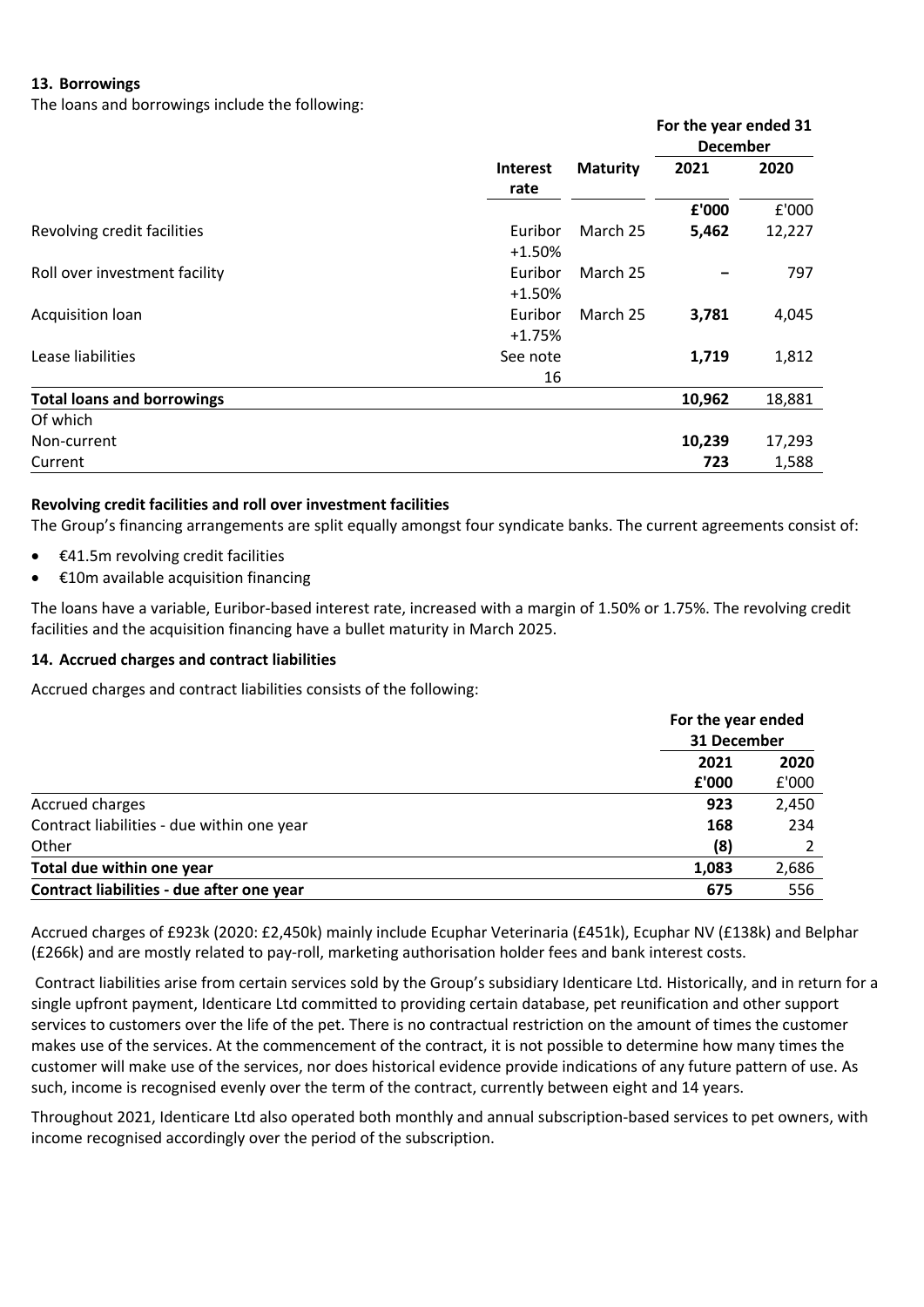## 13. Borrowings

The loans and borrowings include the following:

| | Interest rate | Maturity | For the year ended 31 December | |
|---|---|---|---|---|
| | | | **2021** | **2020** |
| | | | **£'000** | £'000 |
| Revolving credit facilities | Euribor +1.50% | March 25 | **5,462** | 12,227 |
| Roll over investment facility | Euribor +1.50% | March 25 | **–** | 797 |
| Acquisition loan | Euribor +1.75% | March 25 | **3,781** | 4,045 |
| Lease liabilities | See note 16 | | **1,719** | 1,812 |
| **Total loans and borrowings** | | | **10,962** | 18,881 |
| Of which | | | | |
| Non-current | | | **10,239** | 17,293 |
| Current | | | **723** | 1,588 |

**Revolving credit facilities and roll over investment facilities**

The Group's financing arrangements are split equally amongst four syndicate banks. The current agreements consist of:

- €41.5m revolving credit facilities
- €10m available acquisition financing

The loans have a variable, Euribor-based interest rate, increased with a margin of 1.50% or 1.75%. The revolving credit facilities and the acquisition financing have a bullet maturity in March 2025.

## 14. Accrued charges and contract liabilities

Accrued charges and contract liabilities consists of the following:

| | For the year ended 31 December | |
|---|---|---|
| | **2021** | **2020** |
| | **£'000** | £'000 |
| Accrued charges | **923** | 2,450 |
| Contract liabilities - due within one year | **168** | 234 |
| Other | **(8)** | 2 |
| **Total due within one year** | **1,083** | 2,686 |
| **Contract liabilities - due after one year** | **675** | 556 |

Accrued charges of £923k (2020: £2,450k) mainly include Ecuphar Veterinaria (£451k), Ecuphar NV (£138k) and Belphar (£266k) and are mostly related to pay-roll, marketing authorisation holder fees and bank interest costs.

Contract liabilities arise from certain services sold by the Group's subsidiary Identicare Ltd. Historically, and in return for a single upfront payment, Identicare Ltd committed to providing certain database, pet reunification and other support services to customers over the life of the pet. There is no contractual restriction on the amount of times the customer makes use of the services. At the commencement of the contract, it is not possible to determine how many times the customer will make use of the services, nor does historical evidence provide indications of any future pattern of use. As such, income is recognised evenly over the term of the contract, currently between eight and 14 years.

Throughout 2021, Identicare Ltd also operated both monthly and annual subscription-based services to pet owners, with income recognised accordingly over the period of the subscription.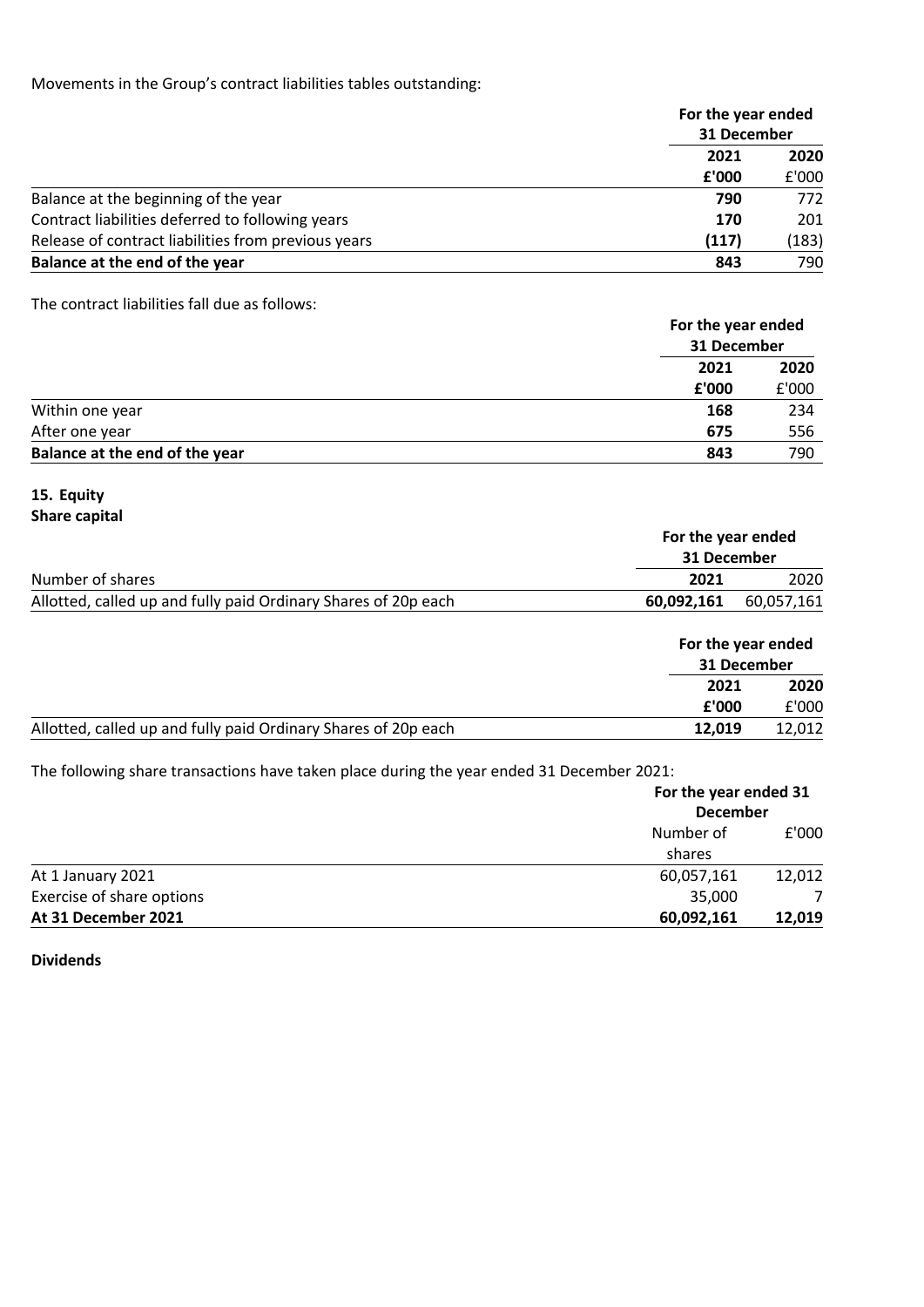Movements in the Group's contract liabilities tables outstanding:

| | For the year ended 31 December | |
|---|---|---|
| | **2021** | **2020** |
| | **£'000** | £'000 |
| Balance at the beginning of the year | **790** | 772 |
| Contract liabilities deferred to following years | **170** | 201 |
| Release of contract liabilities from previous years | **(117)** | (183) |
| **Balance at the end of the year** | **843** | 790 |

The contract liabilities fall due as follows:

| | For the year ended 31 December | |
|---|---|---|
| | **2021** | **2020** |
| | **£'000** | £'000 |
| Within one year | **168** | 234 |
| After one year | **675** | 556 |
| **Balance at the end of the year** | **843** | 790 |

## 15. Equity

**Share capital**

| | For the year ended 31 December | |
|---|---|---|
| Number of shares | **2021** | 2020 |
| Allotted, called up and fully paid Ordinary Shares of 20p each | **60,092,161** | 60,057,161 |

| | For the year ended 31 December | |
|---|---|---|
| | **2021** | **2020** |
| | **£'000** | £'000 |
| Allotted, called up and fully paid Ordinary Shares of 20p each | **12,019** | 12,012 |

The following share transactions have taken place during the year ended 31 December 2021:

| | For the year ended 31 December | |
|---|---|---|
| | Number of shares | £'000 |
| At 1 January 2021 | 60,057,161 | 12,012 |
| Exercise of share options | 35,000 | 7 |
| **At 31 December 2021** | **60,092,161** | **12,019** |

**Dividends**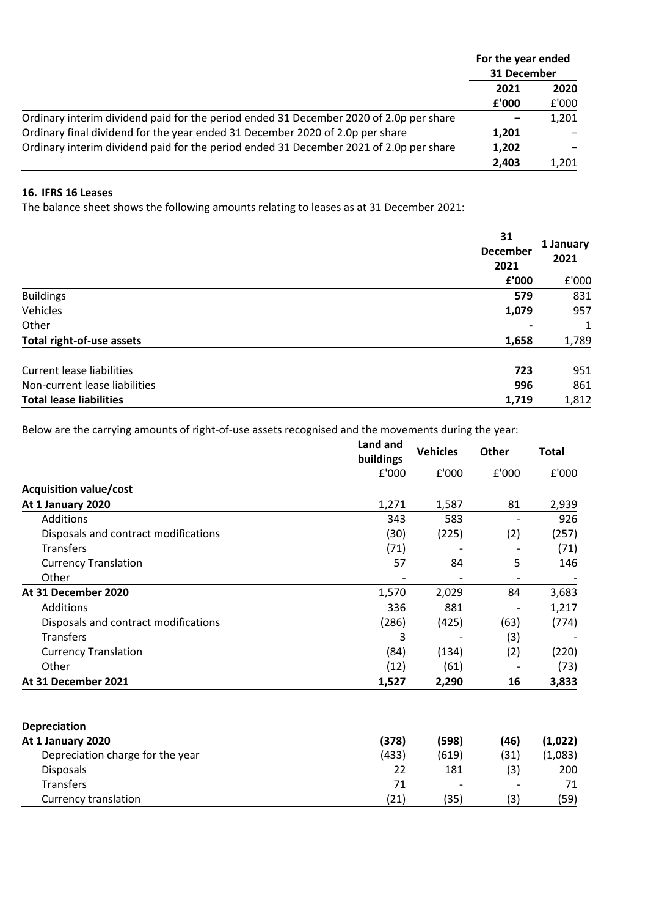| | For the year ended 31 December | |
|---|---|---|
| | **2021** | **2020** |
| | **£'000** | £'000 |
| Ordinary interim dividend paid for the period ended 31 December 2020 of 2.0p per share | **–** | 1,201 |
| Ordinary final dividend for the year ended 31 December 2020 of 2.0p per share | **1,201** | – |
| Ordinary interim dividend paid for the period ended 31 December 2021 of 2.0p per share | **1,202** | – |
| | **2,403** | 1,201 |

### 16. IFRS 16 Leases

The balance sheet shows the following amounts relating to leases as at 31 December 2021:

| | **31 December 2021** | **1 January 2021** |
|---|---|---|
| | **£'000** | £'000 |
| Buildings | **579** | 831 |
| Vehicles | **1,079** | 957 |
| Other | **-** | 1 |
| **Total right-of-use assets** | **1,658** | 1,789 |
| | | |
| Current lease liabilities | **723** | 951 |
| Non-current lease liabilities | **996** | 861 |
| **Total lease liabilities** | **1,719** | 1,812 |

Below are the carrying amounts of right-of-use assets recognised and the movements during the year:

| | **Land and buildings** | **Vehicles** | **Other** | **Total** |
|---|---|---|---|---|
| | £'000 | £'000 | £'000 | £'000 |
| **Acquisition value/cost** | | | | |
| **At 1 January 2020** | 1,271 | 1,587 | 81 | 2,939 |
| Additions | 343 | 583 | - | 926 |
| Disposals and contract modifications | (30) | (225) | (2) | (257) |
| Transfers | (71) | - | - | (71) |
| Currency Translation | 57 | 84 | 5 | 146 |
| Other | - | - | - | - |
| **At 31 December 2020** | 1,570 | 2,029 | 84 | 3,683 |
| Additions | 336 | 881 | - | 1,217 |
| Disposals and contract modifications | (286) | (425) | (63) | (774) |
| Transfers | 3 | - | (3) | - |
| Currency Translation | (84) | (134) | (2) | (220) |
| Other | (12) | (61) | - | (73) |
| **At 31 December 2021** | **1,527** | **2,290** | **16** | **3,833** |
| | | | | |
| **Depreciation** | | | | |
| **At 1 January 2020** | **(378)** | **(598)** | **(46)** | **(1,022)** |
| Depreciation charge for the year | (433) | (619) | (31) | (1,083) |
| Disposals | 22 | 181 | (3) | 200 |
| Transfers | 71 | - | - | 71 |
| Currency translation | (21) | (35) | (3) | (59) |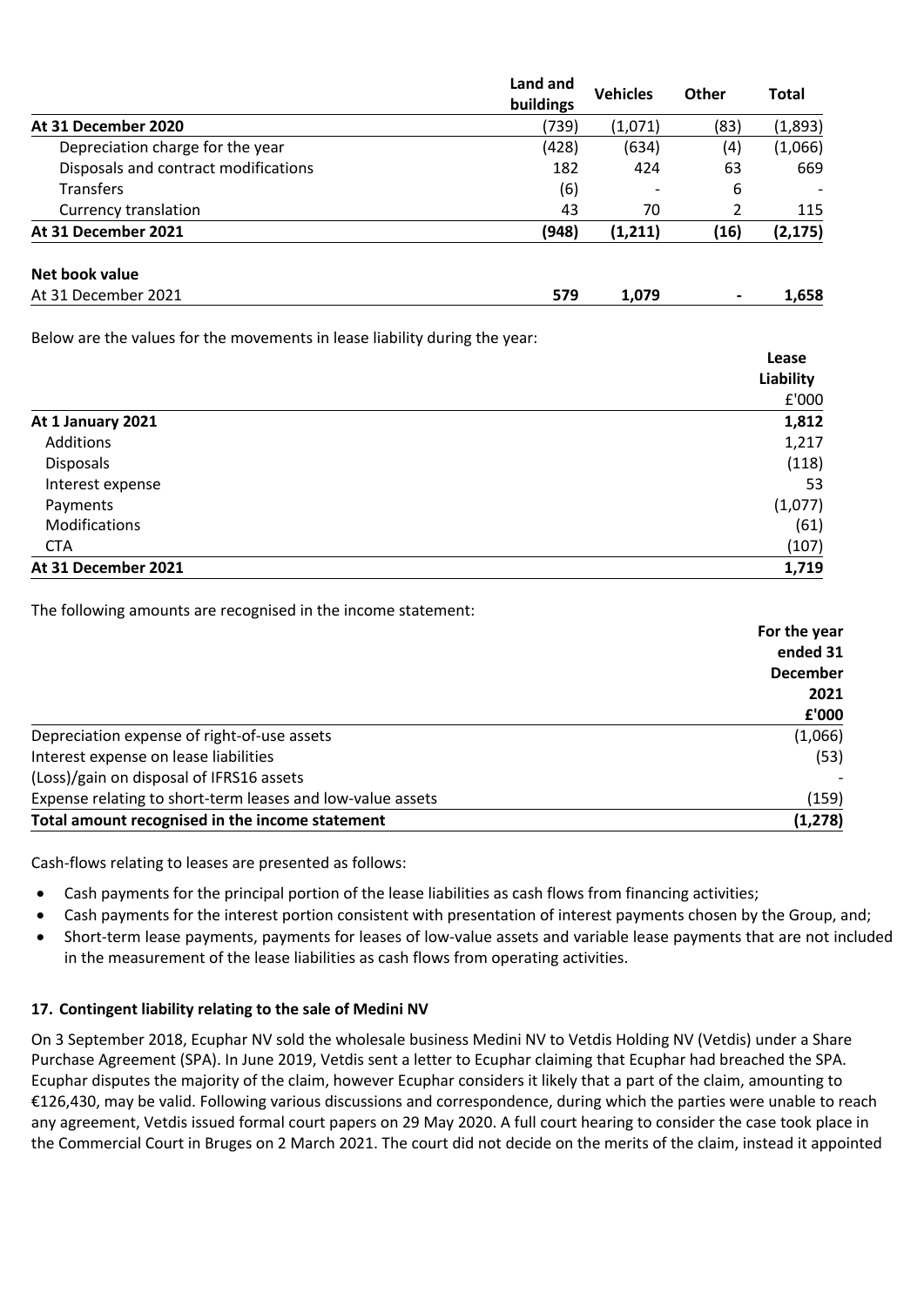| | Land and buildings | Vehicles | Other | Total |
|---|---|---|---|---|
| **At 31 December 2020** | (739) | (1,071) | (83) | (1,893) |
| Depreciation charge for the year | (428) | (634) | (4) | (1,066) |
| Disposals and contract modifications | 182 | 424 | 63 | 669 |
| Transfers | (6) | - | 6 | - |
| Currency translation | 43 | 70 | 2 | 115 |
| **At 31 December 2021** | **(948)** | **(1,211)** | **(16)** | **(2,175)** |
| | | | | |
| **Net book value** | | | | |
| At 31 December 2021 | **579** | **1,079** | **-** | **1,658** |

Below are the values for the movements in lease liability during the year:

| | Lease Liability £'000 |
|---|---|
| **At 1 January 2021** | **1,812** |
| Additions | 1,217 |
| Disposals | (118) |
| Interest expense | 53 |
| Payments | (1,077) |
| Modifications | (61) |
| CTA | (107) |
| **At 31 December 2021** | **1,719** |

The following amounts are recognised in the income statement:

| | For the year ended 31 December 2021 £'000 |
|---|---|
| Depreciation expense of right-of-use assets | (1,066) |
| Interest expense on lease liabilities | (53) |
| (Loss)/gain on disposal of IFRS16 assets | - |
| Expense relating to short-term leases and low-value assets | (159) |
| **Total amount recognised in the income statement** | **(1,278)** |

Cash-flows relating to leases are presented as follows:

- Cash payments for the principal portion of the lease liabilities as cash flows from financing activities;
- Cash payments for the interest portion consistent with presentation of interest payments chosen by the Group, and;
- Short-term lease payments, payments for leases of low-value assets and variable lease payments that are not included in the measurement of the lease liabilities as cash flows from operating activities.

## 17. Contingent liability relating to the sale of Medini NV

On 3 September 2018, Ecuphar NV sold the wholesale business Medini NV to Vetdis Holding NV (Vetdis) under a Share Purchase Agreement (SPA). In June 2019, Vetdis sent a letter to Ecuphar claiming that Ecuphar had breached the SPA. Ecuphar disputes the majority of the claim, however Ecuphar considers it likely that a part of the claim, amounting to €126,430, may be valid. Following various discussions and correspondence, during which the parties were unable to reach any agreement, Vetdis issued formal court papers on 29 May 2020. A full court hearing to consider the case took place in the Commercial Court in Bruges on 2 March 2021. The court did not decide on the merits of the claim, instead it appointed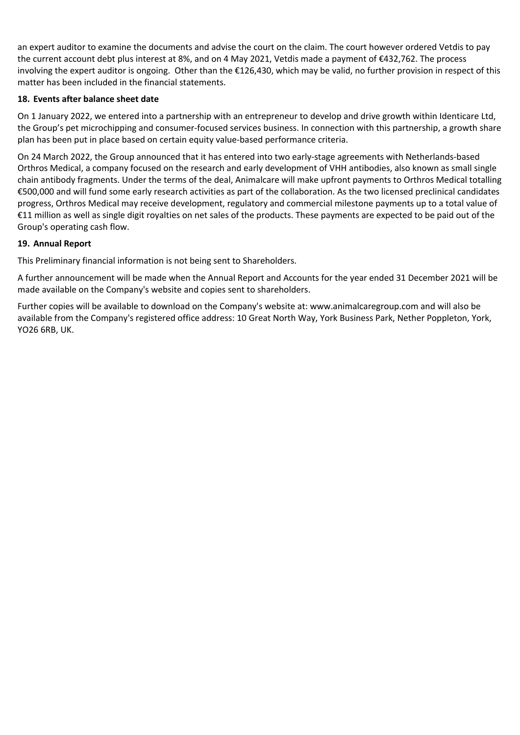an expert auditor to examine the documents and advise the court on the claim. The court however ordered Vetdis to pay the current account debt plus interest at 8%, and on 4 May 2021, Vetdis made a payment of €432,762. The process involving the expert auditor is ongoing. Other than the €126,430, which may be valid, no further provision in respect of this matter has been included in the financial statements.

**18. Events after balance sheet date**

On 1 January 2022, we entered into a partnership with an entrepreneur to develop and drive growth within Identicare Ltd, the Group's pet microchipping and consumer-focused services business. In connection with this partnership, a growth share plan has been put in place based on certain equity value-based performance criteria.

On 24 March 2022, the Group announced that it has entered into two early-stage agreements with Netherlands-based Orthros Medical, a company focused on the research and early development of VHH antibodies, also known as small single chain antibody fragments. Under the terms of the deal, Animalcare will make upfront payments to Orthros Medical totalling €500,000 and will fund some early research activities as part of the collaboration. As the two licensed preclinical candidates progress, Orthros Medical may receive development, regulatory and commercial milestone payments up to a total value of €11 million as well as single digit royalties on net sales of the products. These payments are expected to be paid out of the Group's operating cash flow.

**19. Annual Report**

This Preliminary financial information is not being sent to Shareholders.

A further announcement will be made when the Annual Report and Accounts for the year ended 31 December 2021 will be made available on the Company's website and copies sent to shareholders.

Further copies will be available to download on the Company's website at: www.animalcaregroup.com and will also be available from the Company's registered office address: 10 Great North Way, York Business Park, Nether Poppleton, York, YO26 6RB, UK.